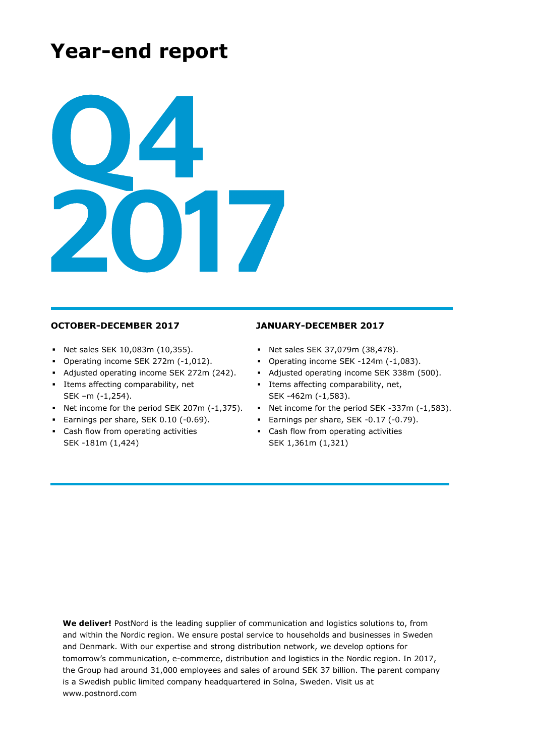# Year-end report

# Q4 2017

### OCTOBER-DECEMBER 2017

- Net sales SEK 10,083m (10,355).
- Operating income SEK 272m (-1,012).
- Adjusted operating income SEK 272m (242).
- Items affecting comparability, net SEK –m (-1,254).
- Net income for the period SEK 207m (-1,375).
- Earnings per share, SEK 0.10 (-0.69).
- Cash flow from operating activities SEK -181m (1,424)

### JANUARY-DECEMBER 2017

- Net sales SEK 37,079m (38,478).
- Operating income SEK -124m (-1,083).
- Adjusted operating income SEK 338m (500).
- Items affecting comparability, net, SEK -462m (-1,583).
- Net income for the period SEK -337m (-1,583).
- Earnings per share, SEK -0.17 (-0.79).
- Cash flow from operating activities SEK 1,361m (1,321)

**We deliver!** PostNord is the leading supplier of communication and logistics solutions to, from and within the Nordic region. We ensure postal service to households and businesses in Sweden and Denmark. With our expertise and strong distribution network, we develop options for tomorrow's communication, e-commerce, distribution and logistics in the Nordic region. In 2017, the Group had around 31,000 employees and sales of around SEK 37 billion. The parent company is a Swedish public limited company headquartered in Solna, Sweden. Visit us at www.postnord.com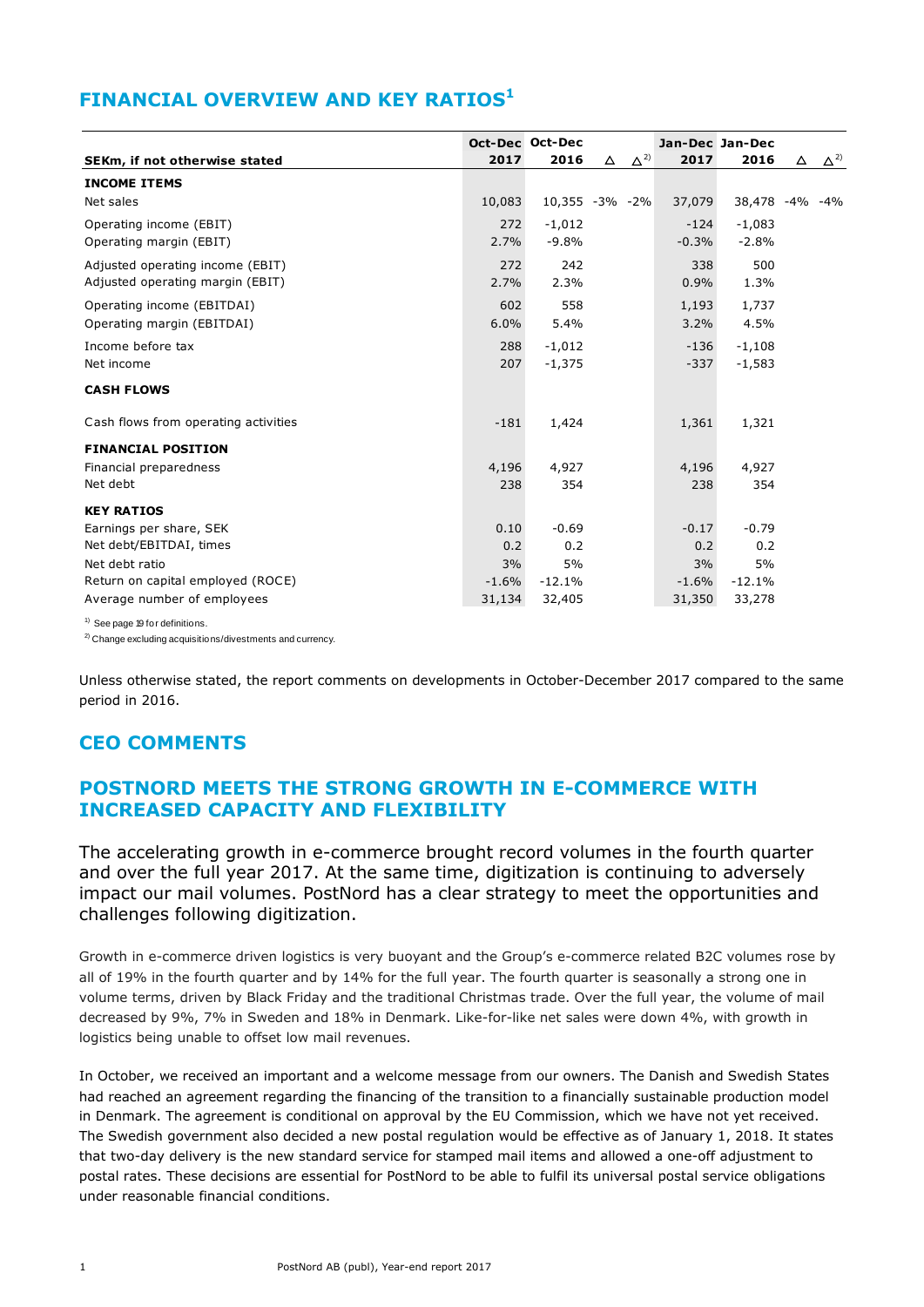## FINANCIAL OVERVIEW AND KEY RATIOS[1]

| SEKm, if not otherwise stated | Oct-Dec 2017 | Oct-Dec 2016 | Δ | Δ[2] | Jan-Dec 2017 | Jan-Dec 2016 | Δ | Δ[2] |
|---|---|---|---|---|---|---|---|---|
| **INCOME ITEMS** | | | | | | | | |
| Net sales | 10,083 | 10,355 | -3% | -2% | 37,079 | 38,478 | -4% | -4% |
| Operating income (EBIT) | 272 | -1,012 | | | -124 | -1,083 | | |
| Operating margin (EBIT) | 2.7% | -9.8% | | | -0.3% | -2.8% | | |
| Adjusted operating income (EBIT) | 272 | 242 | | | 338 | 500 | | |
| Adjusted operating margin (EBIT) | 2.7% | 2.3% | | | 0.9% | 1.3% | | |
| Operating income (EBITDAI) | 602 | 558 | | | 1,193 | 1,737 | | |
| Operating margin (EBITDAI) | 6.0% | 5.4% | | | 3.2% | 4.5% | | |
| Income before tax | 288 | -1,012 | | | -136 | -1,108 | | |
| Net income | 207 | -1,375 | | | -337 | -1,583 | | |
| **CASH FLOWS** | | | | | | | | |
| Cash flows from operating activities | -181 | 1,424 | | | 1,361 | 1,321 | | |
| **FINANCIAL POSITION** | | | | | | | | |
| Financial preparedness | 4,196 | 4,927 | | | 4,196 | 4,927 | | |
| Net debt | 238 | 354 | | | 238 | 354 | | |
| **KEY RATIOS** | | | | | | | | |
| Earnings per share, SEK | 0.10 | -0.69 | | | -0.17 | -0.79 | | |
| Net debt/EBITDAI, times | 0.2 | 0.2 | | | 0.2 | 0.2 | | |
| Net debt ratio | 3% | 5% | | | 3% | 5% | | |
| Return on capital employed (ROCE) | -1.6% | -12.1% | | | -1.6% | -12.1% | | |
| Average number of employees | 31,134 | 32,405 | | | 31,350 | 33,278 | | |

[1] See page 19 for definitions.

[2] Change excluding acquisitions/divestments and currency.

Unless otherwise stated, the report comments on developments in October-December 2017 compared to the same period in 2016.

## CEO COMMENTS

## POSTNORD MEETS THE STRONG GROWTH IN E-COMMERCE WITH INCREASED CAPACITY AND FLEXIBILITY

The accelerating growth in e-commerce brought record volumes in the fourth quarter and over the full year 2017. At the same time, digitization is continuing to adversely impact our mail volumes. PostNord has a clear strategy to meet the opportunities and challenges following digitization.

Growth in e-commerce driven logistics is very buoyant and the Group's e-commerce related B2C volumes rose by all of 19% in the fourth quarter and by 14% for the full year. The fourth quarter is seasonally a strong one in volume terms, driven by Black Friday and the traditional Christmas trade. Over the full year, the volume of mail decreased by 9%, 7% in Sweden and 18% in Denmark. Like-for-like net sales were down 4%, with growth in logistics being unable to offset low mail revenues.

In October, we received an important and a welcome message from our owners. The Danish and Swedish States had reached an agreement regarding the financing of the transition to a financially sustainable production model in Denmark. The agreement is conditional on approval by the EU Commission, which we have not yet received. The Swedish government also decided a new postal regulation would be effective as of January 1, 2018. It states that two-day delivery is the new standard service for stamped mail items and allowed a one-off adjustment to postal rates. These decisions are essential for PostNord to be able to fulfil its universal postal service obligations under reasonable financial conditions.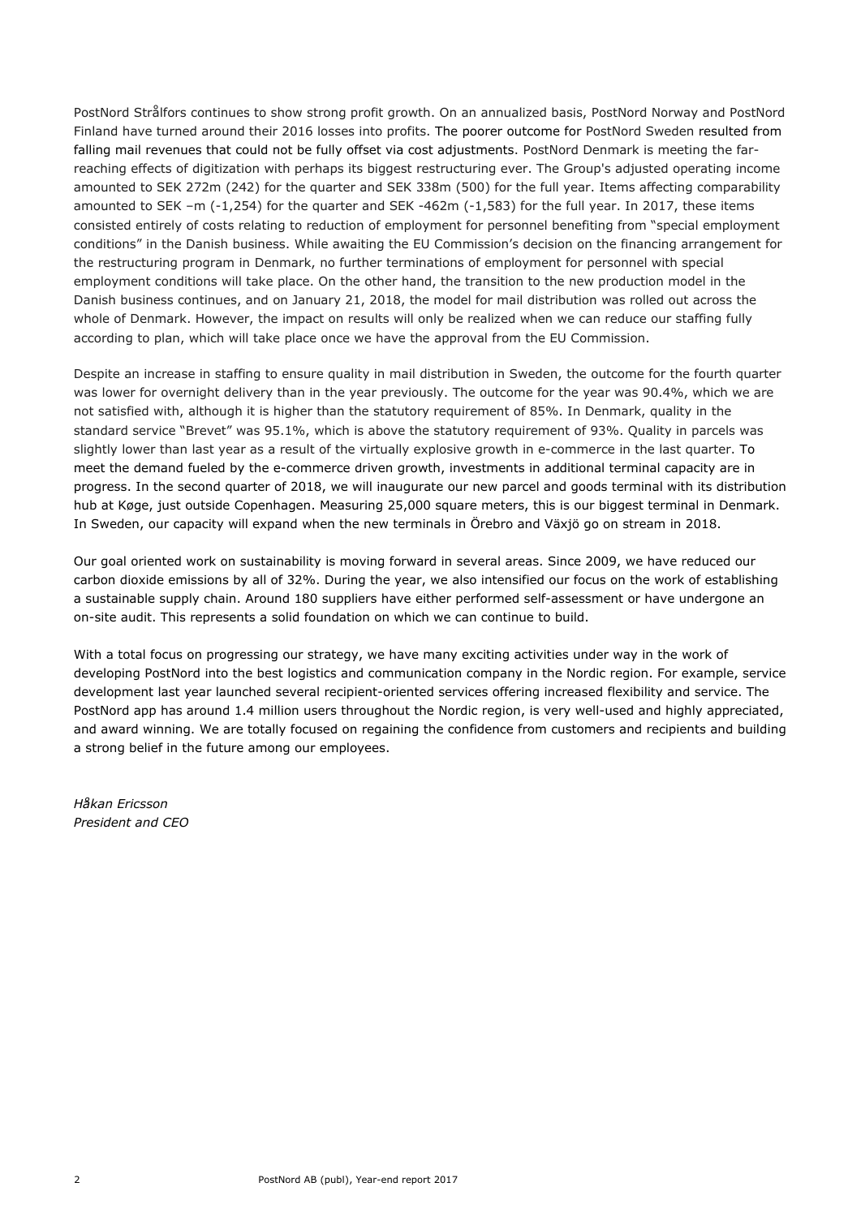PostNord Strålfors continues to show strong profit growth. On an annualized basis, PostNord Norway and PostNord Finland have turned around their 2016 losses into profits. The poorer outcome for PostNord Sweden resulted from falling mail revenues that could not be fully offset via cost adjustments. PostNord Denmark is meeting the far-reaching effects of digitization with perhaps its biggest restructuring ever. The Group's adjusted operating income amounted to SEK 272m (242) for the quarter and SEK 338m (500) for the full year. Items affecting comparability amounted to SEK –m (-1,254) for the quarter and SEK -462m (-1,583) for the full year. In 2017, these items consisted entirely of costs relating to reduction of employment for personnel benefiting from "special employment conditions" in the Danish business. While awaiting the EU Commission's decision on the financing arrangement for the restructuring program in Denmark, no further terminations of employment for personnel with special employment conditions will take place. On the other hand, the transition to the new production model in the Danish business continues, and on January 21, 2018, the model for mail distribution was rolled out across the whole of Denmark. However, the impact on results will only be realized when we can reduce our staffing fully according to plan, which will take place once we have the approval from the EU Commission.

Despite an increase in staffing to ensure quality in mail distribution in Sweden, the outcome for the fourth quarter was lower for overnight delivery than in the year previously. The outcome for the year was 90.4%, which we are not satisfied with, although it is higher than the statutory requirement of 85%. In Denmark, quality in the standard service "Brevet" was 95.1%, which is above the statutory requirement of 93%. Quality in parcels was slightly lower than last year as a result of the virtually explosive growth in e-commerce in the last quarter. To meet the demand fueled by the e-commerce driven growth, investments in additional terminal capacity are in progress. In the second quarter of 2018, we will inaugurate our new parcel and goods terminal with its distribution hub at Køge, just outside Copenhagen. Measuring 25,000 square meters, this is our biggest terminal in Denmark. In Sweden, our capacity will expand when the new terminals in Örebro and Växjö go on stream in 2018.

Our goal oriented work on sustainability is moving forward in several areas. Since 2009, we have reduced our carbon dioxide emissions by all of 32%. During the year, we also intensified our focus on the work of establishing a sustainable supply chain. Around 180 suppliers have either performed self-assessment or have undergone an on-site audit. This represents a solid foundation on which we can continue to build.

With a total focus on progressing our strategy, we have many exciting activities under way in the work of developing PostNord into the best logistics and communication company in the Nordic region. For example, service development last year launched several recipient-oriented services offering increased flexibility and service. The PostNord app has around 1.4 million users throughout the Nordic region, is very well-used and highly appreciated, and award winning. We are totally focused on regaining the confidence from customers and recipients and building a strong belief in the future among our employees.

*Håkan Ericsson*
*President and CEO*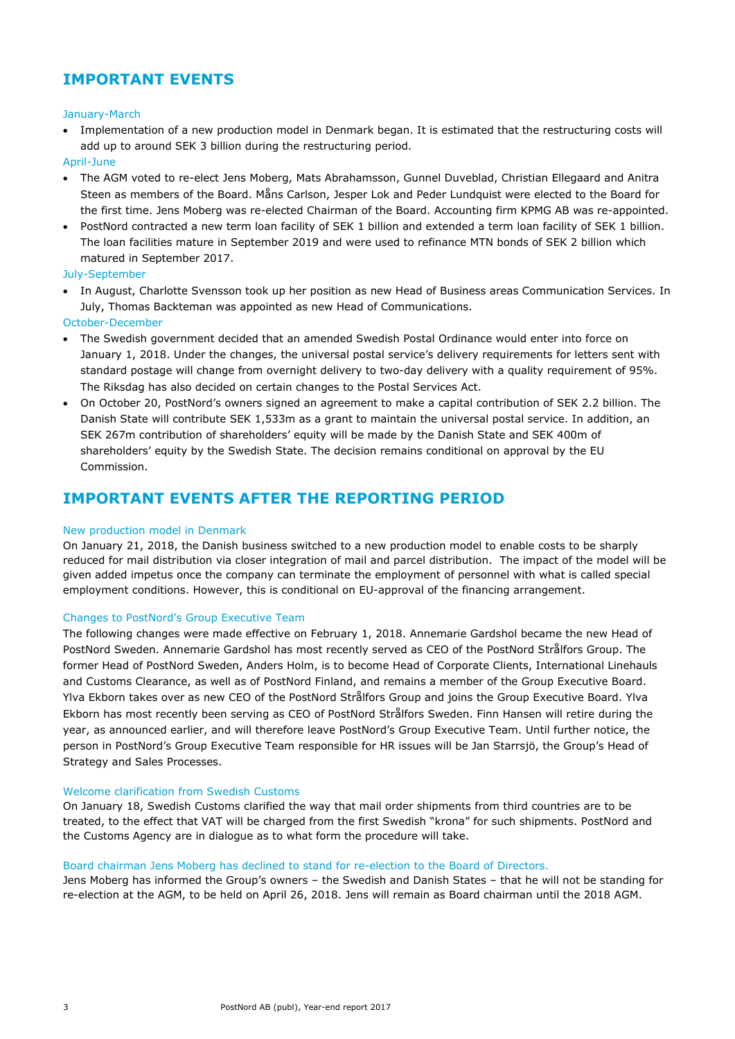## IMPORTANT EVENTS

### January-March

- Implementation of a new production model in Denmark began. It is estimated that the restructuring costs will add up to around SEK 3 billion during the restructuring period.

### April-June

- The AGM voted to re-elect Jens Moberg, Mats Abrahamsson, Gunnel Duveblad, Christian Ellegaard and Anitra Steen as members of the Board. Måns Carlson, Jesper Lok and Peder Lundquist were elected to the Board for the first time. Jens Moberg was re-elected Chairman of the Board. Accounting firm KPMG AB was re-appointed.
- PostNord contracted a new term loan facility of SEK 1 billion and extended a term loan facility of SEK 1 billion. The loan facilities mature in September 2019 and were used to refinance MTN bonds of SEK 2 billion which matured in September 2017.

### July-September

- In August, Charlotte Svensson took up her position as new Head of Business areas Communication Services. In July, Thomas Backteman was appointed as new Head of Communications.

### October-December

- The Swedish government decided that an amended Swedish Postal Ordinance would enter into force on January 1, 2018. Under the changes, the universal postal service's delivery requirements for letters sent with standard postage will change from overnight delivery to two-day delivery with a quality requirement of 95%. The Riksdag has also decided on certain changes to the Postal Services Act.
- On October 20, PostNord's owners signed an agreement to make a capital contribution of SEK 2.2 billion. The Danish State will contribute SEK 1,533m as a grant to maintain the universal postal service. In addition, an SEK 267m contribution of shareholders' equity will be made by the Danish State and SEK 400m of shareholders' equity by the Swedish State. The decision remains conditional on approval by the EU Commission.

## IMPORTANT EVENTS AFTER THE REPORTING PERIOD

### New production model in Denmark

On January 21, 2018, the Danish business switched to a new production model to enable costs to be sharply reduced for mail distribution via closer integration of mail and parcel distribution. The impact of the model will be given added impetus once the company can terminate the employment of personnel with what is called special employment conditions. However, this is conditional on EU-approval of the financing arrangement.

### Changes to PostNord's Group Executive Team

The following changes were made effective on February 1, 2018. Annemarie Gardshol became the new Head of PostNord Sweden. Annemarie Gardshol has most recently served as CEO of the PostNord Strålfors Group. The former Head of PostNord Sweden, Anders Holm, is to become Head of Corporate Clients, International Linehauls and Customs Clearance, as well as of PostNord Finland, and remains a member of the Group Executive Board. Ylva Ekborn takes over as new CEO of the PostNord Strålfors Group and joins the Group Executive Board. Ylva Ekborn has most recently been serving as CEO of PostNord Strålfors Sweden. Finn Hansen will retire during the year, as announced earlier, and will therefore leave PostNord's Group Executive Team. Until further notice, the person in PostNord's Group Executive Team responsible for HR issues will be Jan Starrsjö, the Group's Head of Strategy and Sales Processes.

### Welcome clarification from Swedish Customs

On January 18, Swedish Customs clarified the way that mail order shipments from third countries are to be treated, to the effect that VAT will be charged from the first Swedish "krona" for such shipments. PostNord and the Customs Agency are in dialogue as to what form the procedure will take.

### Board chairman Jens Moberg has declined to stand for re-election to the Board of Directors.

Jens Moberg has informed the Group's owners – the Swedish and Danish States – that he will not be standing for re-election at the AGM, to be held on April 26, 2018. Jens will remain as Board chairman until the 2018 AGM.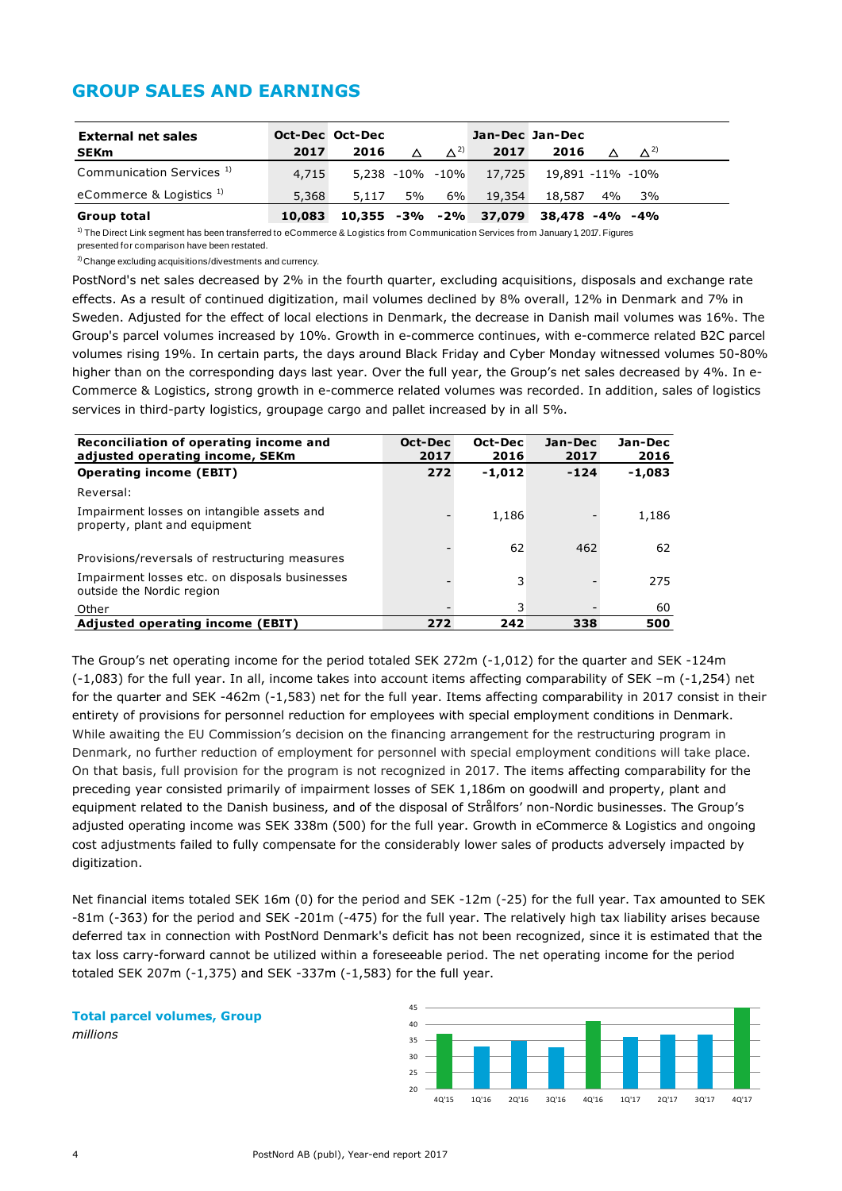## GROUP SALES AND EARNINGS

| External net sales SEKm | Oct-Dec 2017 | Oct-Dec 2016 | Δ | Δ[2] | Jan-Dec 2017 | Jan-Dec 2016 | Δ | Δ[2] |
|---|---|---|---|---|---|---|---|---|
| Communication Services [1] | 4,715 | 5,238 | -10% | -10% | 17,725 | 19,891 | -11% | -10% |
| eCommerce & Logistics [1] | 5,368 | 5,117 | 5% | 6% | 19,354 | 18,587 | 4% | 3% |
| **Group total** | **10,083** | **10,355** | **-3%** | **-2%** | **37,079** | **38,478** | **-4%** | **-4%** |

[1] The Direct Link segment has been transferred to eCommerce & Logistics from Communication Services from January 1, 2017. Figures presented for comparison have been restated.

[2] Change excluding acquisitions/divestments and currency.

PostNord's net sales decreased by 2% in the fourth quarter, excluding acquisitions, disposals and exchange rate effects. As a result of continued digitization, mail volumes declined by 8% overall, 12% in Denmark and 7% in Sweden. Adjusted for the effect of local elections in Denmark, the decrease in Danish mail volumes was 16%. The Group's parcel volumes increased by 10%. Growth in e-commerce continues, with e-commerce related B2C parcel volumes rising 19%. In certain parts, the days around Black Friday and Cyber Monday witnessed volumes 50-80% higher than on the corresponding days last year. Over the full year, the Group's net sales decreased by 4%. In e-Commerce & Logistics, strong growth in e-commerce related volumes was recorded. In addition, sales of logistics services in third-party logistics, groupage cargo and pallet increased by in all 5%.

| Reconciliation of operating income and adjusted operating income, SEKm | Oct-Dec 2017 | Oct-Dec 2016 | Jan-Dec 2017 | Jan-Dec 2016 |
|---|---|---|---|---|
| **Operating income (EBIT)** | **272** | **-1,012** | **-124** | **-1,083** |
| Reversal: | | | | |
| Impairment losses on intangible assets and property, plant and equipment | - | 1,186 | - | 1,186 |
| Provisions/reversals of restructuring measures | - | 62 | 462 | 62 |
| Impairment losses etc. on disposals businesses outside the Nordic region | - | 3 | - | 275 |
| Other | - | 3 | - | 60 |
| **Adjusted operating income (EBIT)** | **272** | **242** | **338** | **500** |

The Group's net operating income for the period totaled SEK 272m (-1,012) for the quarter and SEK -124m (-1,083) for the full year. In all, income takes into account items affecting comparability of SEK –m (-1,254) net for the quarter and SEK -462m (-1,583) net for the full year. Items affecting comparability in 2017 consist in their entirety of provisions for personnel reduction for employees with special employment conditions in Denmark. While awaiting the EU Commission's decision on the financing arrangement for the restructuring program in Denmark, no further reduction of employment for personnel with special employment conditions will take place. On that basis, full provision for the program is not recognized in 2017. The items affecting comparability for the preceding year consisted primarily of impairment losses of SEK 1,186m on goodwill and property, plant and equipment related to the Danish business, and of the disposal of Strålfors' non-Nordic businesses. The Group's adjusted operating income was SEK 338m (500) for the full year. Growth in eCommerce & Logistics and ongoing cost adjustments failed to fully compensate for the considerably lower sales of products adversely impacted by digitization.

Net financial items totaled SEK 16m (0) for the period and SEK -12m (-25) for the full year. Tax amounted to SEK -81m (-363) for the period and SEK -201m (-475) for the full year. The relatively high tax liability arises because deferred tax in connection with PostNord Denmark's deficit has not been recognized, since it is estimated that the tax loss carry-forward cannot be utilized within a foreseeable period. The net operating income for the period totaled SEK 207m (-1,375) and SEK -337m (-1,583) for the full year.

**Total parcel volumes, Group**
*millions*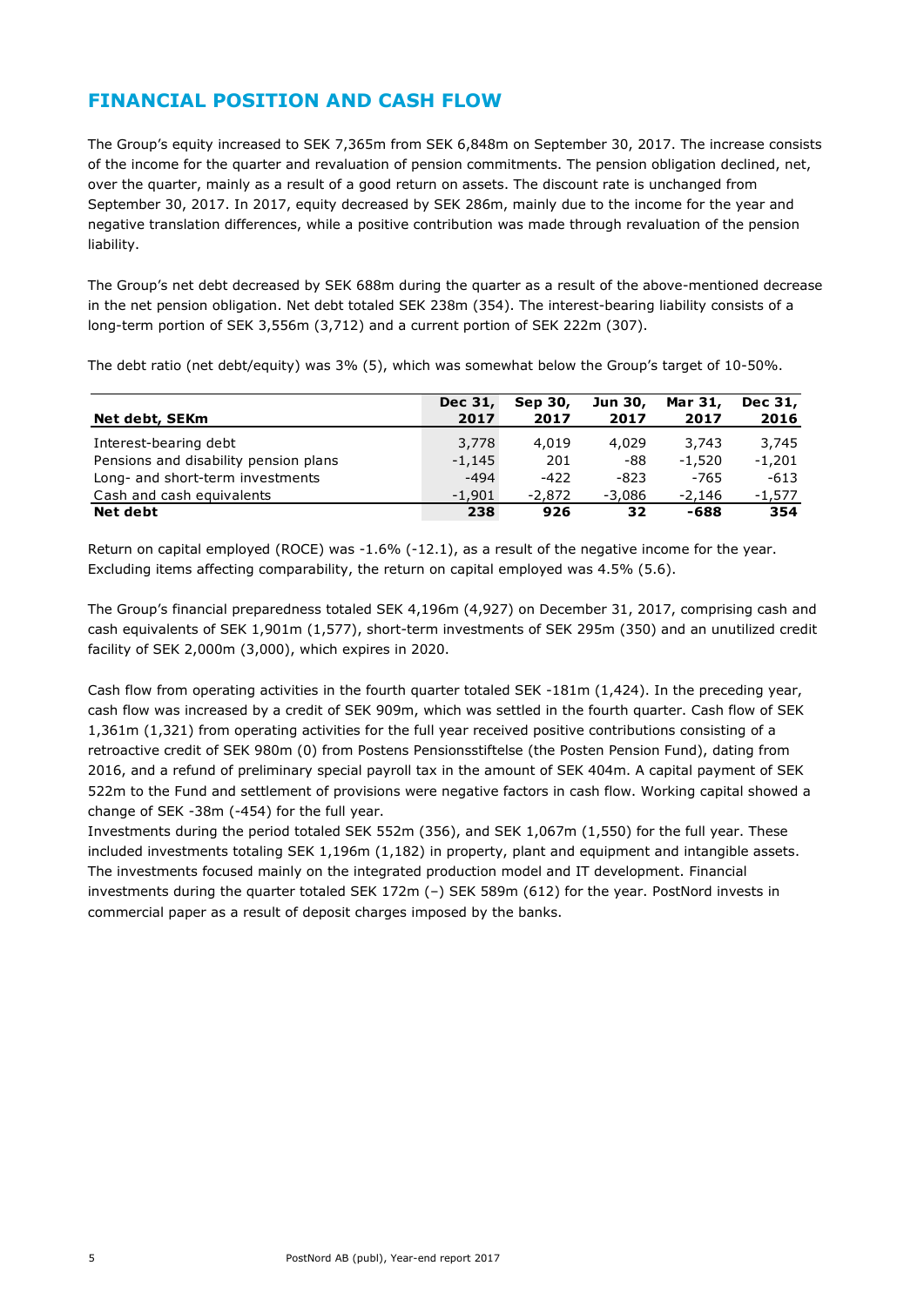## FINANCIAL POSITION AND CASH FLOW

The Group's equity increased to SEK 7,365m from SEK 6,848m on September 30, 2017. The increase consists of the income for the quarter and revaluation of pension commitments. The pension obligation declined, net, over the quarter, mainly as a result of a good return on assets. The discount rate is unchanged from September 30, 2017. In 2017, equity decreased by SEK 286m, mainly due to the income for the year and negative translation differences, while a positive contribution was made through revaluation of the pension liability.

The Group's net debt decreased by SEK 688m during the quarter as a result of the above-mentioned decrease in the net pension obligation. Net debt totaled SEK 238m (354). The interest-bearing liability consists of a long-term portion of SEK 3,556m (3,712) and a current portion of SEK 222m (307).

The debt ratio (net debt/equity) was 3% (5), which was somewhat below the Group's target of 10-50%.

| Net debt, SEKm | Dec 31, 2017 | Sep 30, 2017 | Jun 30, 2017 | Mar 31, 2017 | Dec 31, 2016 |
|---|---|---|---|---|---|
| Interest-bearing debt | 3,778 | 4,019 | 4,029 | 3,743 | 3,745 |
| Pensions and disability pension plans | -1,145 | 201 | -88 | -1,520 | -1,201 |
| Long- and short-term investments | -494 | -422 | -823 | -765 | -613 |
| Cash and cash equivalents | -1,901 | -2,872 | -3,086 | -2,146 | -1,577 |
| **Net debt** | **238** | **926** | **32** | **-688** | **354** |

Return on capital employed (ROCE) was -1.6% (-12.1), as a result of the negative income for the year. Excluding items affecting comparability, the return on capital employed was 4.5% (5.6).

The Group's financial preparedness totaled SEK 4,196m (4,927) on December 31, 2017, comprising cash and cash equivalents of SEK 1,901m (1,577), short-term investments of SEK 295m (350) and an unutilized credit facility of SEK 2,000m (3,000), which expires in 2020.

Cash flow from operating activities in the fourth quarter totaled SEK -181m (1,424). In the preceding year, cash flow was increased by a credit of SEK 909m, which was settled in the fourth quarter. Cash flow of SEK 1,361m (1,321) from operating activities for the full year received positive contributions consisting of a retroactive credit of SEK 980m (0) from Postens Pensionsstiftelse (the Posten Pension Fund), dating from 2016, and a refund of preliminary special payroll tax in the amount of SEK 404m. A capital payment of SEK 522m to the Fund and settlement of provisions were negative factors in cash flow. Working capital showed a change of SEK -38m (-454) for the full year.

Investments during the period totaled SEK 552m (356), and SEK 1,067m (1,550) for the full year. These included investments totaling SEK 1,196m (1,182) in property, plant and equipment and intangible assets. The investments focused mainly on the integrated production model and IT development. Financial investments during the quarter totaled SEK 172m (–) SEK 589m (612) for the year. PostNord invests in commercial paper as a result of deposit charges imposed by the banks.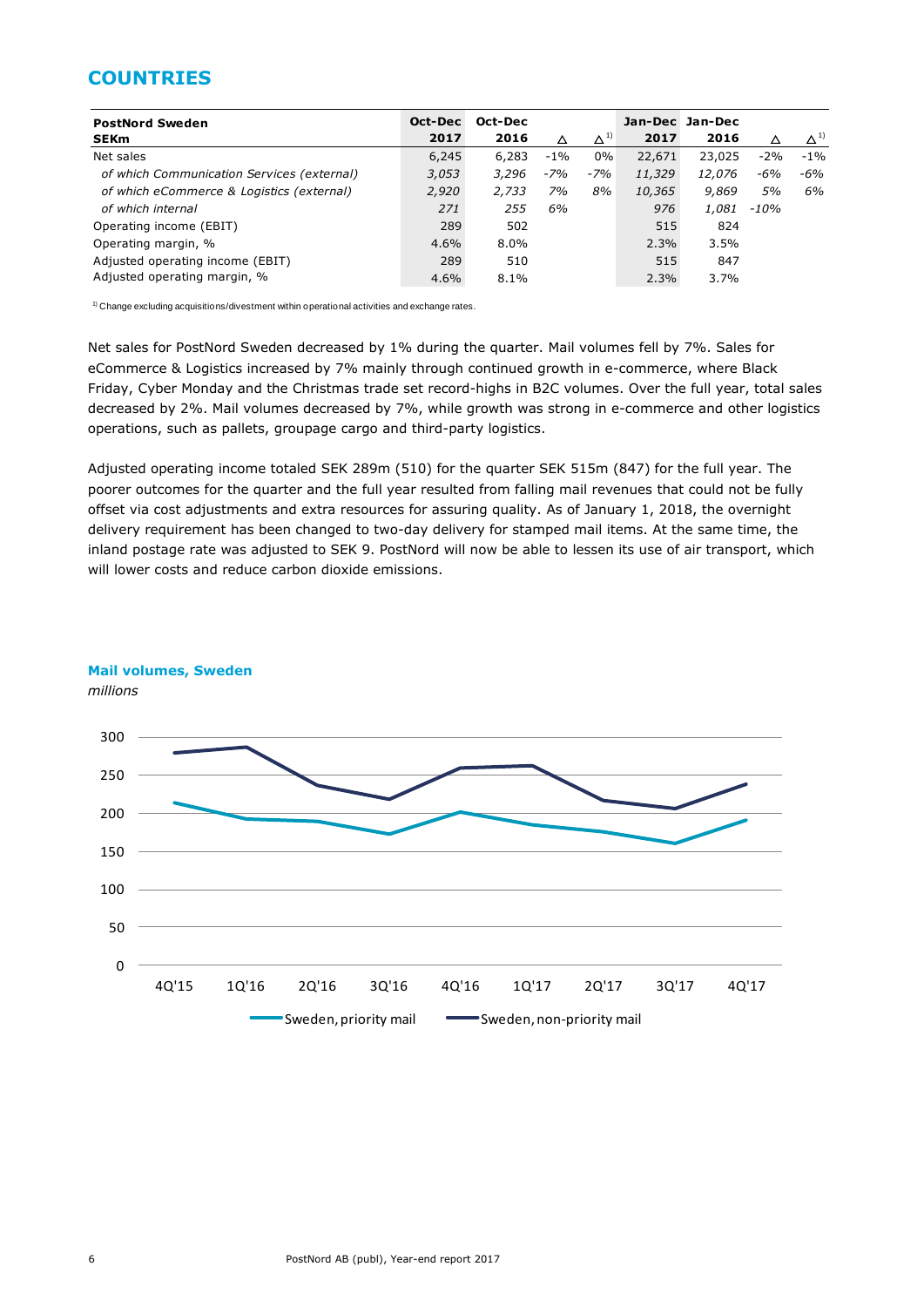## COUNTRIES

| PostNord Sweden SEKm | Oct-Dec 2017 | Oct-Dec 2016 | Δ | Δ[1] | Jan-Dec 2017 | Jan-Dec 2016 | Δ | Δ[1] |
|---|---|---|---|---|---|---|---|---|
| Net sales | 6,245 | 6,283 | -1% | 0% | 22,671 | 23,025 | -2% | -1% |
| *of which Communication Services (external)* | *3,053* | *3,296* | *-7%* | *-7%* | *11,329* | *12,076* | *-6%* | *-6%* |
| *of which eCommerce & Logistics (external)* | *2,920* | *2,733* | *7%* | *8%* | *10,365* | *9,869* | *5%* | *6%* |
| *of which internal* | *271* | *255* | *6%* | | *976* | *1,081* | *-10%* | |
| Operating income (EBIT) | 289 | 502 | | | 515 | 824 | | |
| Operating margin, % | 4.6% | 8.0% | | | 2.3% | 3.5% | | |
| Adjusted operating income (EBIT) | 289 | 510 | | | 515 | 847 | | |
| Adjusted operating margin, % | 4.6% | 8.1% | | | 2.3% | 3.7% | | |

[1] Change excluding acquisitions/divestment within operational activities and exchange rates.

Net sales for PostNord Sweden decreased by 1% during the quarter. Mail volumes fell by 7%. Sales for eCommerce & Logistics increased by 7% mainly through continued growth in e-commerce, where Black Friday, Cyber Monday and the Christmas trade set record-highs in B2C volumes. Over the full year, total sales decreased by 2%. Mail volumes decreased by 7%, while growth was strong in e-commerce and other logistics operations, such as pallets, groupage cargo and third-party logistics.

Adjusted operating income totaled SEK 289m (510) for the quarter SEK 515m (847) for the full year. The poorer outcomes for the quarter and the full year resulted from falling mail revenues that could not be fully offset via cost adjustments and extra resources for assuring quality. As of January 1, 2018, the overnight delivery requirement has been changed to two-day delivery for stamped mail items. At the same time, the inland postage rate was adjusted to SEK 9. PostNord will now be able to lessen its use of air transport, which will lower costs and reduce carbon dioxide emissions.

**Mail volumes, Sweden**

*millions*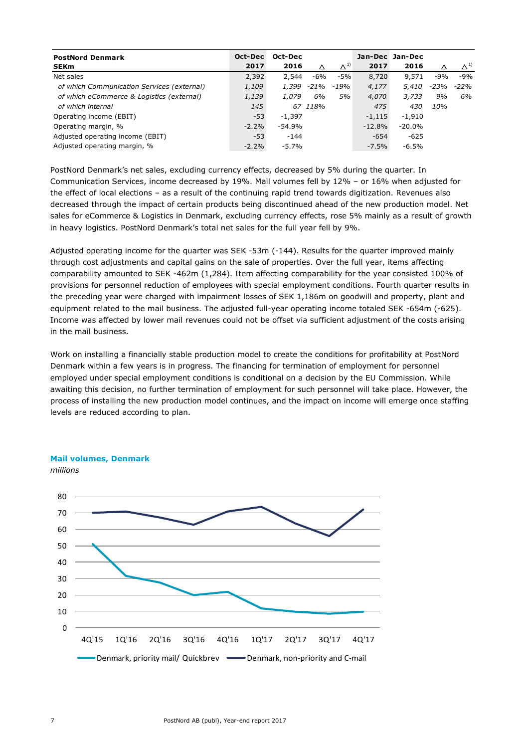| PostNord Denmark SEKm | Oct-Dec 2017 | Oct-Dec 2016 | Δ | Δ[1] | Jan-Dec 2017 | Jan-Dec 2016 | Δ | Δ[1] |
|---|---|---|---|---|---|---|---|---|
| Net sales | 2,392 | 2,544 | -6% | -5% | 8,720 | 9,571 | -9% | -9% |
| *of which Communication Services (external)* | *1,109* | *1,399* | *-21%* | *-19%* | *4,177* | *5,410* | *-23%* | *-22%* |
| *of which eCommerce & Logistics (external)* | *1,139* | *1,079* | *6%* | *5%* | *4,070* | *3,733* | *9%* | *6%* |
| *of which internal* | *145* | *67* | *118%* | | *475* | *430* | *10%* | |
| Operating income (EBIT) | -53 | -1,397 | | | -1,115 | -1,910 | | |
| Operating margin, % | -2.2% | -54.9% | | | -12.8% | -20.0% | | |
| Adjusted operating income (EBIT) | -53 | -144 | | | -654 | -625 | | |
| Adjusted operating margin, % | -2.2% | -5.7% | | | -7.5% | -6.5% | | |

PostNord Denmark's net sales, excluding currency effects, decreased by 5% during the quarter. In Communication Services, income decreased by 19%. Mail volumes fell by 12% – or 16% when adjusted for the effect of local elections – as a result of the continuing rapid trend towards digitization. Revenues also decreased through the impact of certain products being discontinued ahead of the new production model. Net sales for eCommerce & Logistics in Denmark, excluding currency effects, rose 5% mainly as a result of growth in heavy logistics. PostNord Denmark's total net sales for the full year fell by 9%.

Adjusted operating income for the quarter was SEK -53m (-144). Results for the quarter improved mainly through cost adjustments and capital gains on the sale of properties. Over the full year, items affecting comparability amounted to SEK -462m (1,284). Item affecting comparability for the year consisted 100% of provisions for personnel reduction of employees with special employment conditions. Fourth quarter results in the preceding year were charged with impairment losses of SEK 1,186m on goodwill and property, plant and equipment related to the mail business. The adjusted full-year operating income totaled SEK -654m (-625). Income was affected by lower mail revenues could not be offset via sufficient adjustment of the costs arising in the mail business.

Work on installing a financially stable production model to create the conditions for profitability at PostNord Denmark within a few years is in progress. The financing for termination of employment for personnel employed under special employment conditions is conditional on a decision by the EU Commission. While awaiting this decision, no further termination of employment for such personnel will take place. However, the process of installing the new production model continues, and the impact on income will emerge once staffing levels are reduced according to plan.

**Mail volumes, Denmark**
*millions*

Legend: Denmark, priority mail/ Quickbrev; Denmark, non-priority and C-mail

Quarters: 4Q'15, 1Q'16, 2Q'16, 3Q'16, 4Q'16, 1Q'17, 2Q'17, 3Q'17, 4Q'17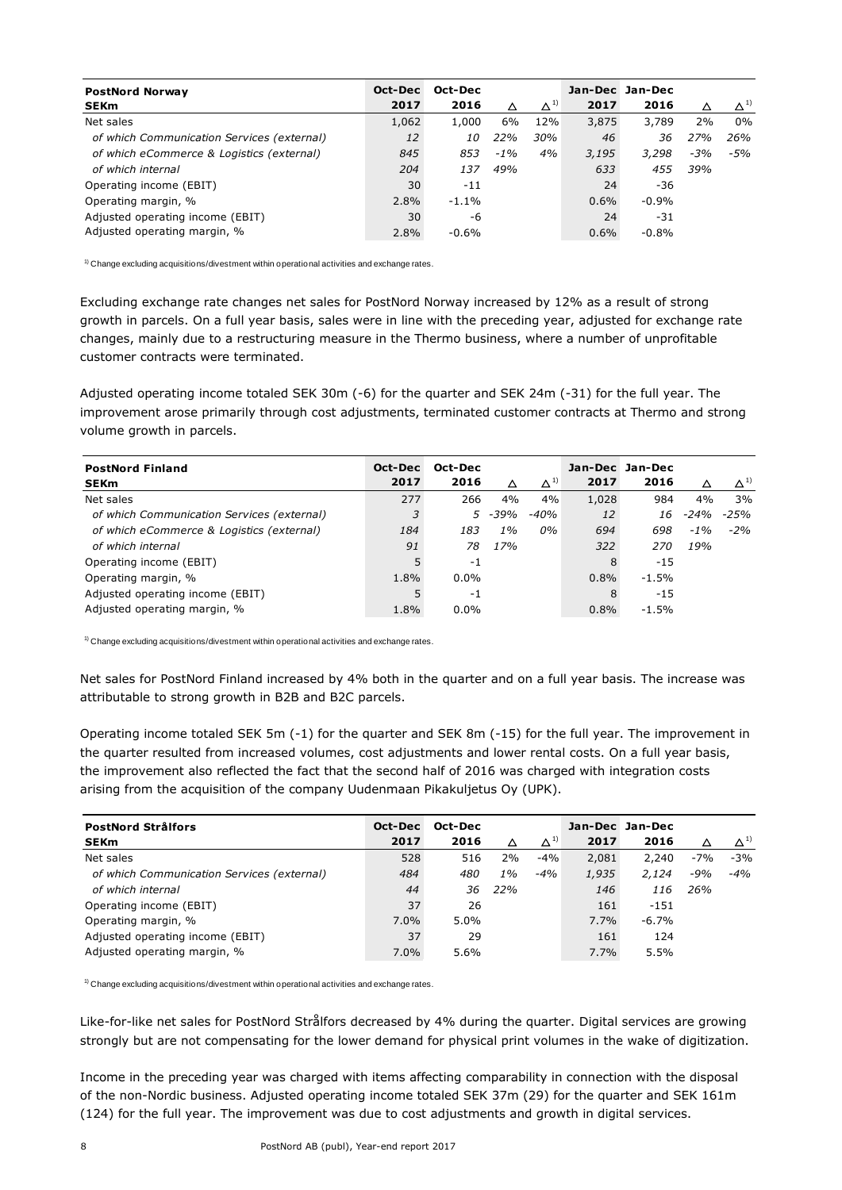| PostNord Norway<br>SEKm | Oct-Dec<br>2017 | Oct-Dec<br>2016 | Δ | Δ[1] | Jan-Dec<br>2017 | Jan-Dec<br>2016 | Δ | Δ[1] |
|---|---|---|---|---|---|---|---|---|
| Net sales | 1,062 | 1,000 | 6% | 12% | 3,875 | 3,789 | 2% | 0% |
| *of which Communication Services (external)* | *12* | *10* | *22%* | *30%* | *46* | *36* | *27%* | *26%* |
| *of which eCommerce & Logistics (external)* | *845* | *853* | *-1%* | *4%* | *3,195* | *3,298* | *-3%* | *-5%* |
| *of which internal* | *204* | *137* | *49%* | | *633* | *455* | *39%* | |
| Operating income (EBIT) | 30 | -11 | | | 24 | -36 | | |
| Operating margin, % | 2.8% | -1.1% | | | 0.6% | -0.9% | | |
| Adjusted operating income (EBIT) | 30 | -6 | | | 24 | -31 | | |
| Adjusted operating margin, % | 2.8% | -0.6% | | | 0.6% | -0.8% | | |

[1] Change excluding acquisitions/divestment within operational activities and exchange rates.

Excluding exchange rate changes net sales for PostNord Norway increased by 12% as a result of strong growth in parcels. On a full year basis, sales were in line with the preceding year, adjusted for exchange rate changes, mainly due to a restructuring measure in the Thermo business, where a number of unprofitable customer contracts were terminated.

Adjusted operating income totaled SEK 30m (-6) for the quarter and SEK 24m (-31) for the full year. The improvement arose primarily through cost adjustments, terminated customer contracts at Thermo and strong volume growth in parcels.

| PostNord Finland<br>SEKm | Oct-Dec<br>2017 | Oct-Dec<br>2016 | Δ | Δ[1] | Jan-Dec<br>2017 | Jan-Dec<br>2016 | Δ | Δ[1] |
|---|---|---|---|---|---|---|---|---|
| Net sales | 277 | 266 | 4% | 4% | 1,028 | 984 | 4% | 3% |
| *of which Communication Services (external)* | *3* | *5* | *-39%* | *-40%* | *12* | *16* | *-24%* | *-25%* |
| *of which eCommerce & Logistics (external)* | *184* | *183* | *1%* | *0%* | *694* | *698* | *-1%* | *-2%* |
| *of which internal* | *91* | *78* | *17%* | | *322* | *270* | *19%* | |
| Operating income (EBIT) | 5 | -1 | | | 8 | -15 | | |
| Operating margin, % | 1.8% | 0.0% | | | 0.8% | -1.5% | | |
| Adjusted operating income (EBIT) | 5 | -1 | | | 8 | -15 | | |
| Adjusted operating margin, % | 1.8% | 0.0% | | | 0.8% | -1.5% | | |

[1] Change excluding acquisitions/divestment within operational activities and exchange rates.

Net sales for PostNord Finland increased by 4% both in the quarter and on a full year basis. The increase was attributable to strong growth in B2B and B2C parcels.

Operating income totaled SEK 5m (-1) for the quarter and SEK 8m (-15) for the full year. The improvement in the quarter resulted from increased volumes, cost adjustments and lower rental costs. On a full year basis, the improvement also reflected the fact that the second half of 2016 was charged with integration costs arising from the acquisition of the company Uudenmaan Pikakuljetus Oy (UPK).

| PostNord Strålfors<br>SEKm | Oct-Dec<br>2017 | Oct-Dec<br>2016 | Δ | Δ[1] | Jan-Dec<br>2017 | Jan-Dec<br>2016 | Δ | Δ[1] |
|---|---|---|---|---|---|---|---|---|
| Net sales | 528 | 516 | 2% | -4% | 2,081 | 2,240 | -7% | -3% |
| *of which Communication Services (external)* | *484* | *480* | *1%* | *-4%* | *1,935* | *2,124* | *-9%* | *-4%* |
| *of which internal* | *44* | *36* | *22%* | | *146* | *116* | *26%* | |
| Operating income (EBIT) | 37 | 26 | | | 161 | -151 | | |
| Operating margin, % | 7.0% | 5.0% | | | 7.7% | -6.7% | | |
| Adjusted operating income (EBIT) | 37 | 29 | | | 161 | 124 | | |
| Adjusted operating margin, % | 7.0% | 5.6% | | | 7.7% | 5.5% | | |

[1] Change excluding acquisitions/divestment within operational activities and exchange rates.

Like-for-like net sales for PostNord Strålfors decreased by 4% during the quarter. Digital services are growing strongly but are not compensating for the lower demand for physical print volumes in the wake of digitization.

Income in the preceding year was charged with items affecting comparability in connection with the disposal of the non-Nordic business. Adjusted operating income totaled SEK 37m (29) for the quarter and SEK 161m (124) for the full year. The improvement was due to cost adjustments and growth in digital services.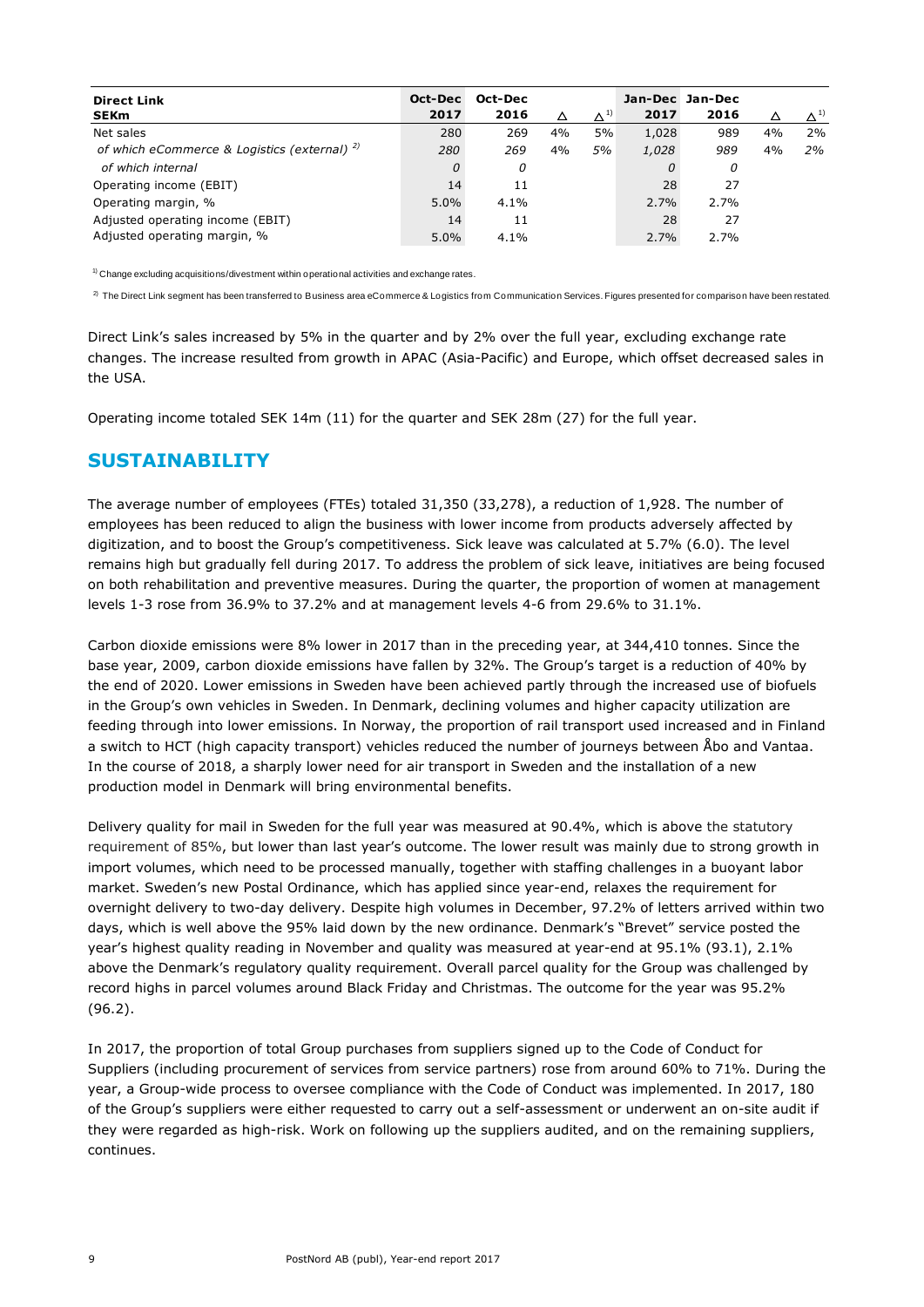| Direct Link SEKm | Oct-Dec 2017 | Oct-Dec 2016 | Δ | Δ [1] | Jan-Dec 2017 | Jan-Dec 2016 | Δ | Δ [1] |
|---|---|---|---|---|---|---|---|---|
| Net sales | 280 | 269 | 4% | 5% | 1,028 | 989 | 4% | 2% |
| *of which eCommerce & Logistics (external) [2]* | *280* | *269* | *4%* | *5%* | *1,028* | *989* | *4%* | *2%* |
| *of which internal* | *0* | *0* | | | *0* | *0* | | |
| Operating income (EBIT) | 14 | 11 | | | 28 | 27 | | |
| Operating margin, % | 5.0% | 4.1% | | | 2.7% | 2.7% | | |
| Adjusted operating income (EBIT) | 14 | 11 | | | 28 | 27 | | |
| Adjusted operating margin, % | 5.0% | 4.1% | | | 2.7% | 2.7% | | |

[1] Change excluding acquisitions/divestment within operational activities and exchange rates.

[2] The Direct Link segment has been transferred to Business area eCommerce & Logistics from Communication Services. Figures presented for comparison have been restated.

Direct Link's sales increased by 5% in the quarter and by 2% over the full year, excluding exchange rate changes. The increase resulted from growth in APAC (Asia-Pacific) and Europe, which offset decreased sales in the USA.

Operating income totaled SEK 14m (11) for the quarter and SEK 28m (27) for the full year.

## SUSTAINABILITY

The average number of employees (FTEs) totaled 31,350 (33,278), a reduction of 1,928. The number of employees has been reduced to align the business with lower income from products adversely affected by digitization, and to boost the Group's competitiveness. Sick leave was calculated at 5.7% (6.0). The level remains high but gradually fell during 2017. To address the problem of sick leave, initiatives are being focused on both rehabilitation and preventive measures. During the quarter, the proportion of women at management levels 1-3 rose from 36.9% to 37.2% and at management levels 4-6 from 29.6% to 31.1%.

Carbon dioxide emissions were 8% lower in 2017 than in the preceding year, at 344,410 tonnes. Since the base year, 2009, carbon dioxide emissions have fallen by 32%. The Group's target is a reduction of 40% by the end of 2020. Lower emissions in Sweden have been achieved partly through the increased use of biofuels in the Group's own vehicles in Sweden. In Denmark, declining volumes and higher capacity utilization are feeding through into lower emissions. In Norway, the proportion of rail transport used increased and in Finland a switch to HCT (high capacity transport) vehicles reduced the number of journeys between Åbo and Vantaa. In the course of 2018, a sharply lower need for air transport in Sweden and the installation of a new production model in Denmark will bring environmental benefits.

Delivery quality for mail in Sweden for the full year was measured at 90.4%, which is above the statutory requirement of 85%, but lower than last year's outcome. The lower result was mainly due to strong growth in import volumes, which need to be processed manually, together with staffing challenges in a buoyant labor market. Sweden's new Postal Ordinance, which has applied since year-end, relaxes the requirement for overnight delivery to two-day delivery. Despite high volumes in December, 97.2% of letters arrived within two days, which is well above the 95% laid down by the new ordinance. Denmark's "Brevet" service posted the year's highest quality reading in November and quality was measured at year-end at 95.1% (93.1), 2.1% above the Denmark's regulatory quality requirement. Overall parcel quality for the Group was challenged by record highs in parcel volumes around Black Friday and Christmas. The outcome for the year was 95.2% (96.2).

In 2017, the proportion of total Group purchases from suppliers signed up to the Code of Conduct for Suppliers (including procurement of services from service partners) rose from around 60% to 71%. During the year, a Group-wide process to oversee compliance with the Code of Conduct was implemented. In 2017, 180 of the Group's suppliers were either requested to carry out a self-assessment or underwent an on-site audit if they were regarded as high-risk. Work on following up the suppliers audited, and on the remaining suppliers, continues.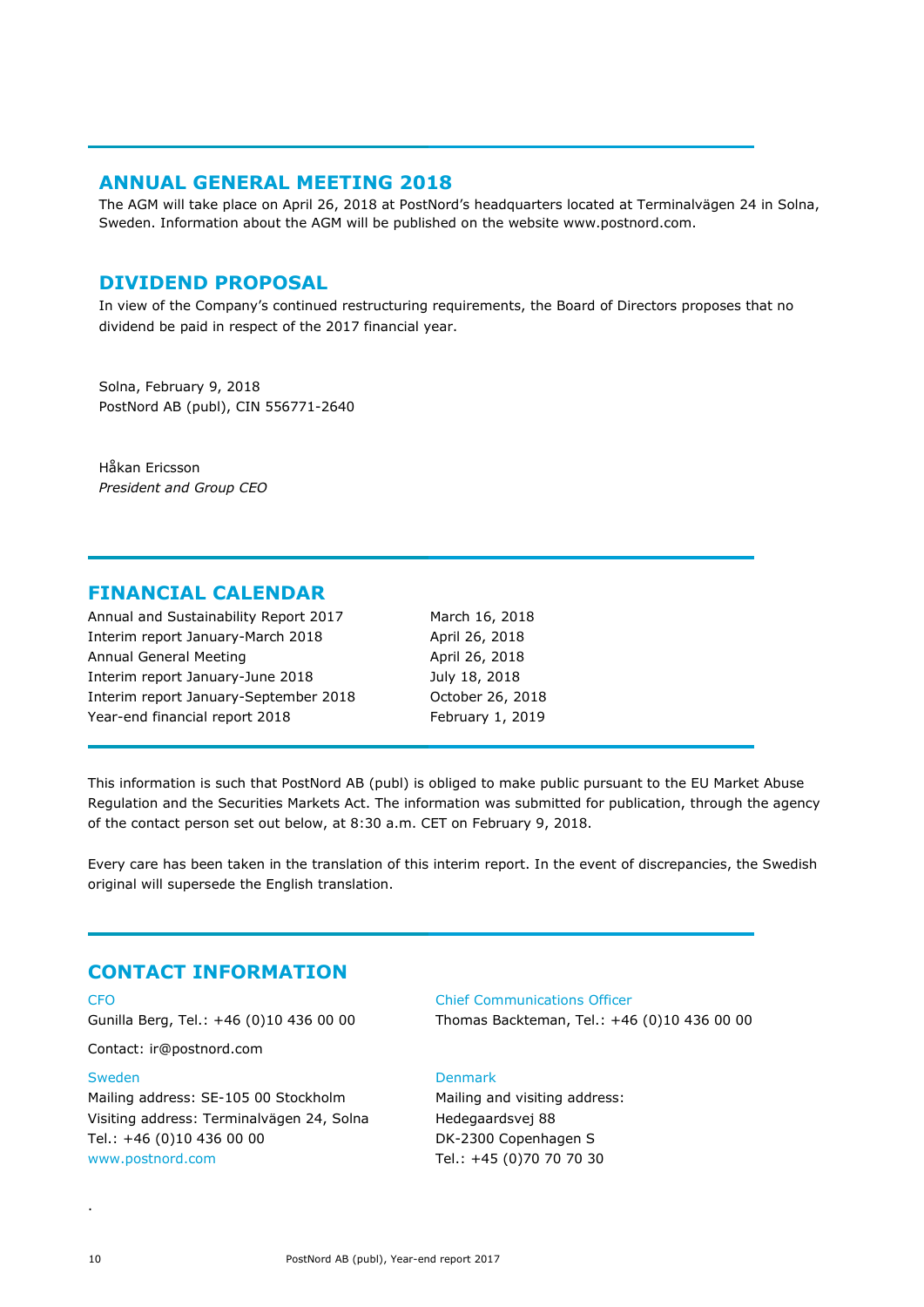## ANNUAL GENERAL MEETING 2018

The AGM will take place on April 26, 2018 at PostNord's headquarters located at Terminalvägen 24 in Solna, Sweden. Information about the AGM will be published on the website www.postnord.com.

## DIVIDEND PROPOSAL

In view of the Company's continued restructuring requirements, the Board of Directors proposes that no dividend be paid in respect of the 2017 financial year.

Solna, February 9, 2018
PostNord AB (publ), CIN 556771-2640

Håkan Ericsson
*President and Group CEO*

## FINANCIAL CALENDAR

| | |
|---|---|
| Annual and Sustainability Report 2017 | March 16, 2018 |
| Interim report January-March 2018 | April 26, 2018 |
| Annual General Meeting | April 26, 2018 |
| Interim report January-June 2018 | July 18, 2018 |
| Interim report January-September 2018 | October 26, 2018 |
| Year-end financial report 2018 | February 1, 2019 |

This information is such that PostNord AB (publ) is obliged to make public pursuant to the EU Market Abuse Regulation and the Securities Markets Act. The information was submitted for publication, through the agency of the contact person set out below, at 8:30 a.m. CET on February 9, 2018.

Every care has been taken in the translation of this interim report. In the event of discrepancies, the Swedish original will supersede the English translation.

## CONTACT INFORMATION

CFO
Gunilla Berg, Tel.: +46 (0)10 436 00 00

Contact: ir@postnord.com

Chief Communications Officer
Thomas Backteman, Tel.: +46 (0)10 436 00 00

Sweden
Mailing address: SE-105 00 Stockholm
Visiting address: Terminalvägen 24, Solna
Tel.: +46 (0)10 436 00 00
www.postnord.com

Denmark
Mailing and visiting address:
Hedegaardsvej 88
DK-2300 Copenhagen S
Tel.: +45 (0)70 70 70 30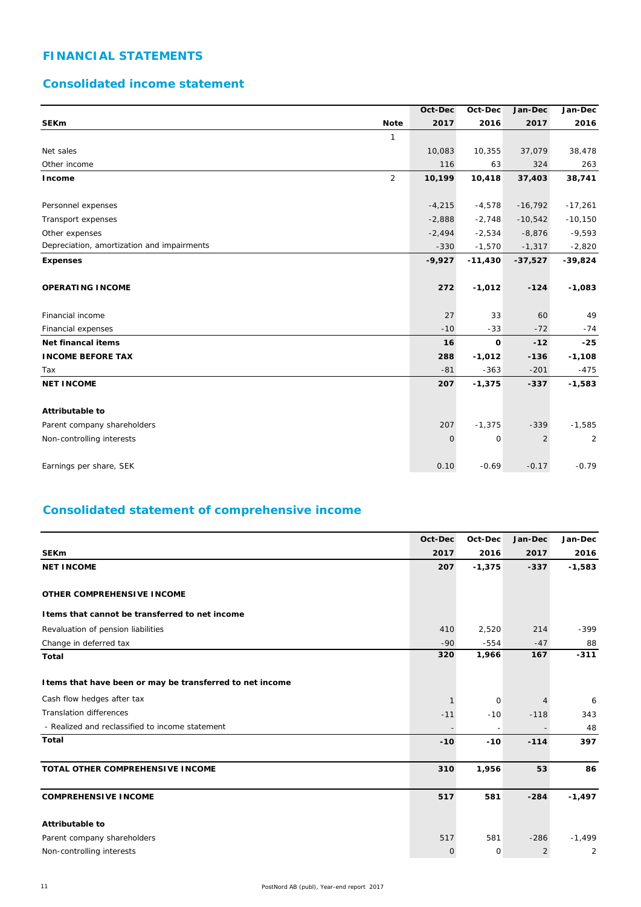# FINANCIAL STATEMENTS

## Consolidated income statement

| SEKm | Note | Oct-Dec 2017 | Oct-Dec 2016 | Jan-Dec 2017 | Jan-Dec 2016 |
|---|---|---|---|---|---|
| | 1 | | | | |
| Net sales | | 10,083 | 10,355 | 37,079 | 38,478 |
| Other income | | 116 | 63 | 324 | 263 |
| **Income** | 2 | **10,199** | **10,418** | **37,403** | **38,741** |
| | | | | | |
| Personnel expenses | | -4,215 | -4,578 | -16,792 | -17,261 |
| Transport expenses | | -2,888 | -2,748 | -10,542 | -10,150 |
| Other expenses | | -2,494 | -2,534 | -8,876 | -9,593 |
| Depreciation, amortization and impairments | | -330 | -1,570 | -1,317 | -2,820 |
| **Expenses** | | **-9,927** | **-11,430** | **-37,527** | **-39,824** |
| | | | | | |
| **OPERATING INCOME** | | **272** | **-1,012** | **-124** | **-1,083** |
| | | | | | |
| Financial income | | 27 | 33 | 60 | 49 |
| Financial expenses | | -10 | -33 | -72 | -74 |
| **Net financal items** | | **16** | **0** | **-12** | **-25** |
| **INCOME BEFORE TAX** | | **288** | **-1,012** | **-136** | **-1,108** |
| Tax | | -81 | -363 | -201 | -475 |
| **NET INCOME** | | **207** | **-1,375** | **-337** | **-1,583** |
| | | | | | |
| **Attributable to** | | | | | |
| Parent company shareholders | | 207 | -1,375 | -339 | -1,585 |
| Non-controlling interests | | 0 | 0 | 2 | 2 |
| | | | | | |
| Earnings per share, SEK | | 0.10 | -0.69 | -0.17 | -0.79 |

## Consolidated statement of comprehensive income

| SEKm | Oct-Dec 2017 | Oct-Dec 2016 | Jan-Dec 2017 | Jan-Dec 2016 |
|---|---|---|---|---|
| **NET INCOME** | **207** | **-1,375** | **-337** | **-1,583** |
| | | | | |
| **OTHER COMPREHENSIVE INCOME** | | | | |
| **Items that cannot be transferred to net income** | | | | |
| Revaluation of pension liabilities | 410 | 2,520 | 214 | -399 |
| Change in deferred tax | -90 | -554 | -47 | 88 |
| **Total** | **320** | **1,966** | **167** | **-311** |
| | | | | |
| **Items that have been or may be transferred to net income** | | | | |
| Cash flow hedges after tax | 1 | 0 | 4 | 6 |
| Translation differences | -11 | -10 | -118 | 343 |
| - Realized and reclassified to income statement | - | - | - | 48 |
| **Total** | **-10** | **-10** | **-114** | **397** |
| | | | | |
| **TOTAL OTHER COMPREHENSIVE INCOME** | **310** | **1,956** | **53** | **86** |
| | | | | |
| **COMPREHENSIVE INCOME** | **517** | **581** | **-284** | **-1,497** |
| | | | | |
| **Attributable to** | | | | |
| Parent company shareholders | 517 | 581 | -286 | -1,499 |
| Non-controlling interests | 0 | 0 | 2 | 2 |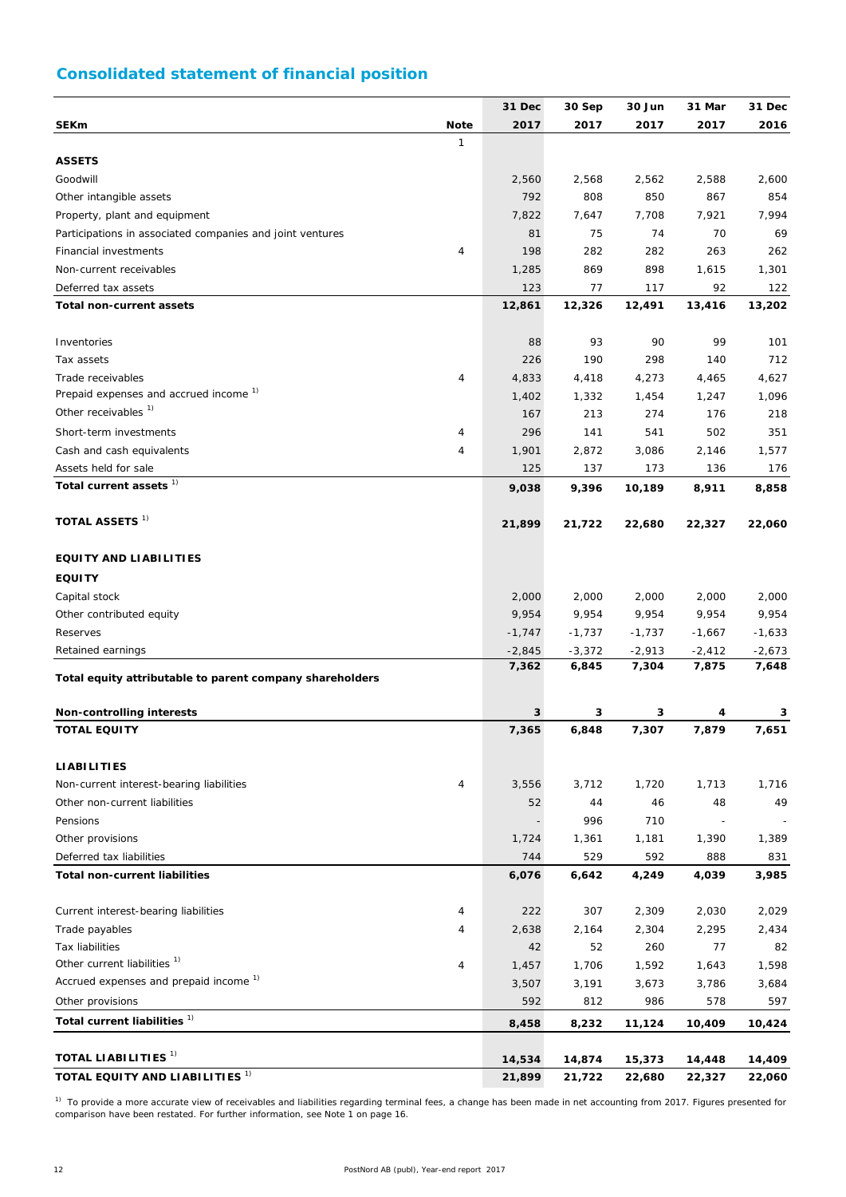## Consolidated statement of financial position

| SEKm | Note | 31 Dec 2017 | 30 Sep 2017 | 30 Jun 2017 | 31 Mar 2017 | 31 Dec 2016 |
|---|---|---|---|---|---|---|
| | 1 | | | | | |
| **ASSETS** | | | | | | |
| Goodwill | | 2,560 | 2,568 | 2,562 | 2,588 | 2,600 |
| Other intangible assets | | 792 | 808 | 850 | 867 | 854 |
| Property, plant and equipment | | 7,822 | 7,647 | 7,708 | 7,921 | 7,994 |
| Participations in associated companies and joint ventures | | 81 | 75 | 74 | 70 | 69 |
| Financial investments | 4 | 198 | 282 | 282 | 263 | 262 |
| Non-current receivables | | 1,285 | 869 | 898 | 1,615 | 1,301 |
| Deferred tax assets | | 123 | 77 | 117 | 92 | 122 |
| **Total non-current assets** | | **12,861** | **12,326** | **12,491** | **13,416** | **13,202** |
| Inventories | | 88 | 93 | 90 | 99 | 101 |
| Tax assets | | 226 | 190 | 298 | 140 | 712 |
| Trade receivables | 4 | 4,833 | 4,418 | 4,273 | 4,465 | 4,627 |
| Prepaid expenses and accrued income [1] | | 1,402 | 1,332 | 1,454 | 1,247 | 1,096 |
| Other receivables [1] | | 167 | 213 | 274 | 176 | 218 |
| Short-term investments | 4 | 296 | 141 | 541 | 502 | 351 |
| Cash and cash equivalents | 4 | 1,901 | 2,872 | 3,086 | 2,146 | 1,577 |
| Assets held for sale | | 125 | 137 | 173 | 136 | 176 |
| **Total current assets** [1] | | **9,038** | **9,396** | **10,189** | **8,911** | **8,858** |
| **TOTAL ASSETS** [1] | | **21,899** | **21,722** | **22,680** | **22,327** | **22,060** |
| **EQUITY AND LIABILITIES** | | | | | | |
| **EQUITY** | | | | | | |
| Capital stock | | 2,000 | 2,000 | 2,000 | 2,000 | 2,000 |
| Other contributed equity | | 9,954 | 9,954 | 9,954 | 9,954 | 9,954 |
| Reserves | | -1,747 | -1,737 | -1,737 | -1,667 | -1,633 |
| Retained earnings | | -2,845 | -3,372 | -2,913 | -2,412 | -2,673 |
| **Total equity attributable to parent company shareholders** | | **7,362** | **6,845** | **7,304** | **7,875** | **7,648** |
| **Non-controlling interests** | | **3** | **3** | **3** | **4** | **3** |
| **TOTAL EQUITY** | | **7,365** | **6,848** | **7,307** | **7,879** | **7,651** |
| **LIABILITIES** | | | | | | |
| Non-current interest-bearing liabilities | 4 | 3,556 | 3,712 | 1,720 | 1,713 | 1,716 |
| Other non-current liabilities | | 52 | 44 | 46 | 48 | 49 |
| Pensions | | - | 996 | 710 | - | - |
| Other provisions | | 1,724 | 1,361 | 1,181 | 1,390 | 1,389 |
| Deferred tax liabilities | | 744 | 529 | 592 | 888 | 831 |
| **Total non-current liabilities** | | **6,076** | **6,642** | **4,249** | **4,039** | **3,985** |
| Current interest-bearing liabilities | 4 | 222 | 307 | 2,309 | 2,030 | 2,029 |
| Trade payables | 4 | 2,638 | 2,164 | 2,304 | 2,295 | 2,434 |
| Tax liabilities | | 42 | 52 | 260 | 77 | 82 |
| Other current liabilities [1] | 4 | 1,457 | 1,706 | 1,592 | 1,643 | 1,598 |
| Accrued expenses and prepaid income [1] | | 3,507 | 3,191 | 3,673 | 3,786 | 3,684 |
| Other provisions | | 592 | 812 | 986 | 578 | 597 |
| **Total current liabilities** [1] | | **8,458** | **8,232** | **11,124** | **10,409** | **10,424** |
| **TOTAL LIABILITIES** [1] | | **14,534** | **14,874** | **15,373** | **14,448** | **14,409** |
| **TOTAL EQUITY AND LIABILITIES** [1] | | **21,899** | **21,722** | **22,680** | **22,327** | **22,060** |

[1] To provide a more accurate view of receivables and liabilities regarding terminal fees, a change has been made in net accounting from 2017. Figures presented for comparison have been restated. For further information, see Note 1 on page 16.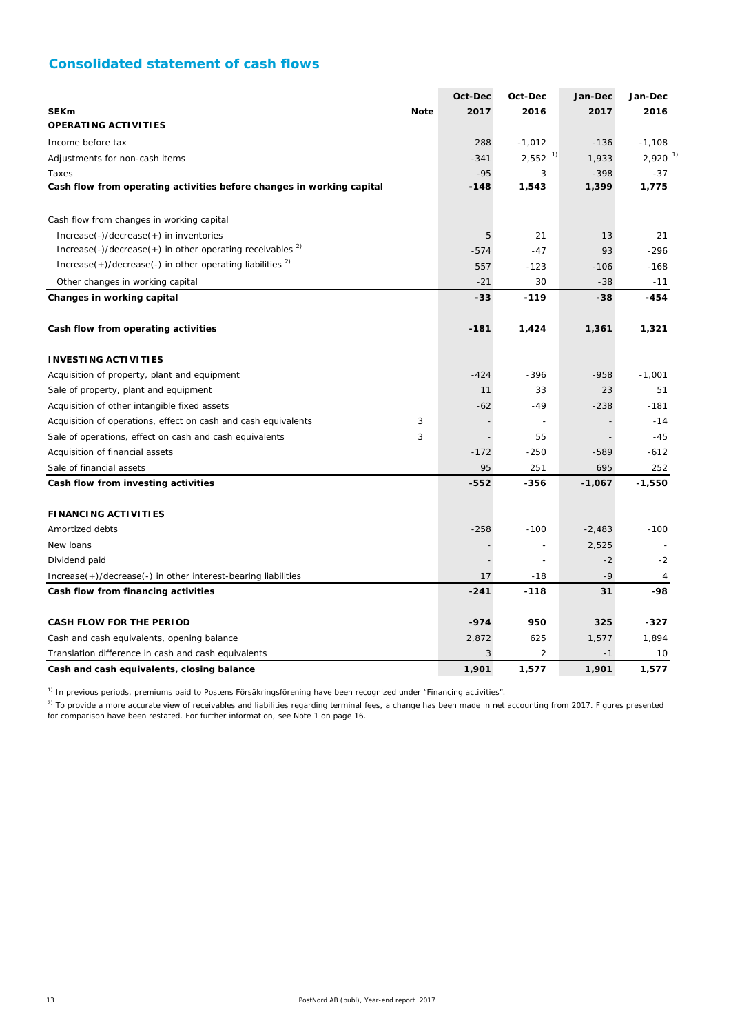## Consolidated statement of cash flows

| SEKm | Note | Oct-Dec 2017 | Oct-Dec 2016 | Jan-Dec 2017 | Jan-Dec 2016 |
|---|---|---|---|---|---|
| **OPERATING ACTIVITIES** | | | | | |
| Income before tax | | 288 | -1,012 | -136 | -1,108 |
| Adjustments for non-cash items | | -341 | 2,552 [1] | 1,933 | 2,920 [1] |
| Taxes | | -95 | 3 | -398 | -37 |
| **Cash flow from operating activities before changes in working capital** | | **-148** | **1,543** | **1,399** | **1,775** |
| | | | | | |
| Cash flow from changes in working capital | | | | | |
| Increase(-)/decrease(+) in inventories | | 5 | 21 | 13 | 21 |
| Increase(-)/decrease(+) in other operating receivables [2] | | -574 | -47 | 93 | -296 |
| Increase(+)/decrease(-) in other operating liabilities [2] | | 557 | -123 | -106 | -168 |
| Other changes in working capital | | -21 | 30 | -38 | -11 |
| **Changes in working capital** | | **-33** | **-119** | **-38** | **-454** |
| | | | | | |
| **Cash flow from operating activities** | | **-181** | **1,424** | **1,361** | **1,321** |
| | | | | | |
| **INVESTING ACTIVITIES** | | | | | |
| Acquisition of property, plant and equipment | | -424 | -396 | -958 | -1,001 |
| Sale of property, plant and equipment | | 11 | 33 | 23 | 51 |
| Acquisition of other intangible fixed assets | | -62 | -49 | -238 | -181 |
| Acquisition of operations, effect on cash and cash equivalents | 3 | - | - | - | -14 |
| Sale of operations, effect on cash and cash equivalents | 3 | - | 55 | - | -45 |
| Acquisition of financial assets | | -172 | -250 | -589 | -612 |
| Sale of financial assets | | 95 | 251 | 695 | 252 |
| **Cash flow from investing activities** | | **-552** | **-356** | **-1,067** | **-1,550** |
| | | | | | |
| **FINANCING ACTIVITIES** | | | | | |
| Amortized debts | | -258 | -100 | -2,483 | -100 |
| New loans | | - | - | 2,525 | - |
| Dividend paid | | - | - | -2 | -2 |
| Increase(+)/decrease(-) in other interest-bearing liabilities | | 17 | -18 | -9 | 4 |
| **Cash flow from financing activities** | | **-241** | **-118** | **31** | **-98** |
| | | | | | |
| **CASH FLOW FOR THE PERIOD** | | **-974** | **950** | **325** | **-327** |
| Cash and cash equivalents, opening balance | | 2,872 | 625 | 1,577 | 1,894 |
| Translation difference in cash and cash equivalents | | 3 | 2 | -1 | 10 |
| **Cash and cash equivalents, closing balance** | | **1,901** | **1,577** | **1,901** | **1,577** |

[1] In previous periods, premiums paid to Postens Försäkringsförening have been recognized under "Financing activities".

[2] To provide a more accurate view of receivables and liabilities regarding terminal fees, a change has been made in net accounting from 2017. Figures presented for comparison have been restated. For further information, see Note 1 on page 16.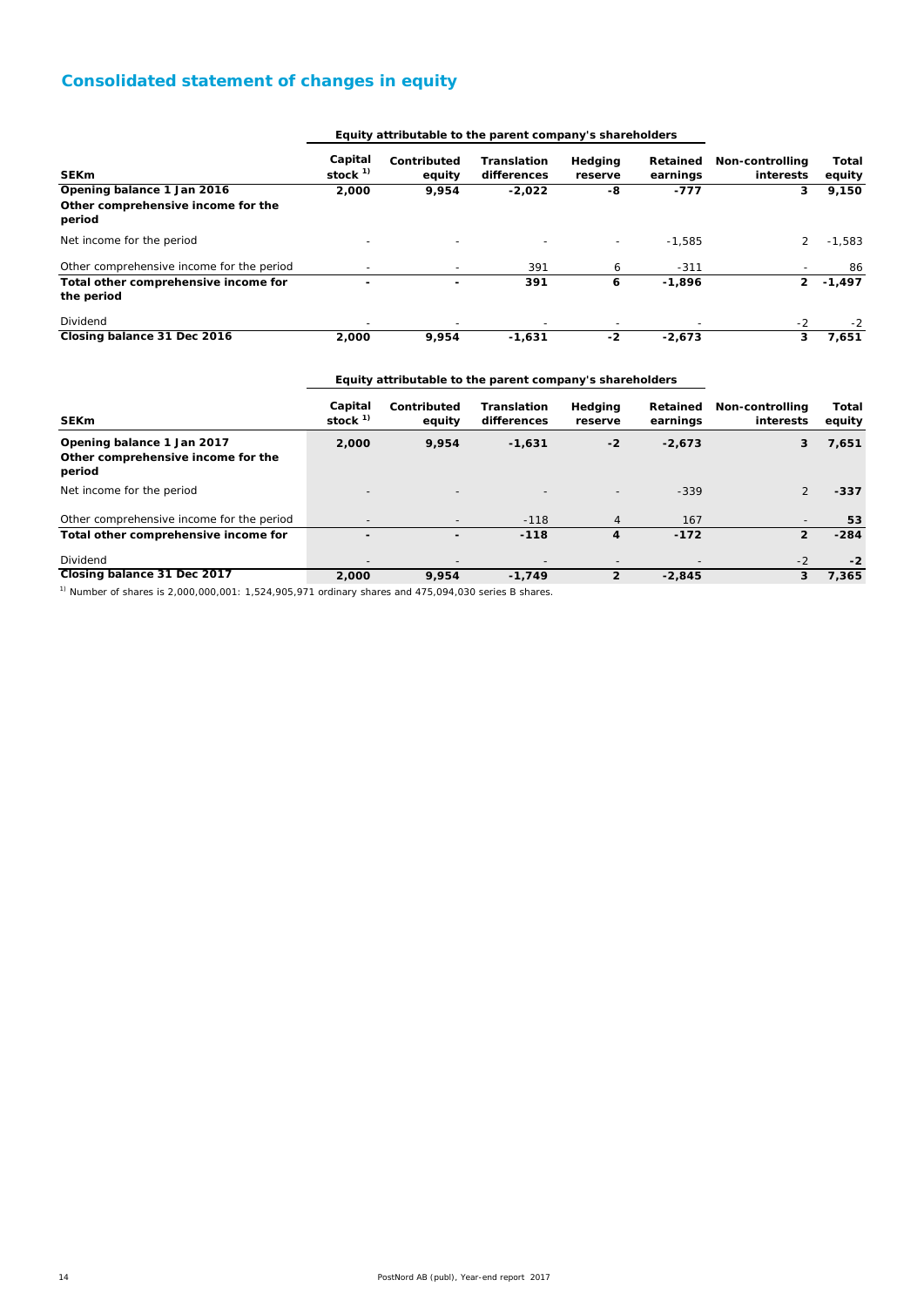## Consolidated statement of changes in equity

| | Equity attributable to the parent company's shareholders | | | | | | |
|---|---|---|---|---|---|---|---|
| **SEKm** | **Capital stock [1]** | **Contributed equity** | **Translation differences** | **Hedging reserve** | **Retained earnings** | **Non-controlling interests** | **Total equity** |
| **Opening balance 1 Jan 2016** | **2,000** | **9,954** | **-2,022** | **-8** | **-777** | **3** | **9,150** |
| **Other comprehensive income for the period** | | | | | | | |
| Net income for the period | - | - | - | - | -1,585 | 2 | -1,583 |
| Other comprehensive income for the period | - | - | 391 | 6 | -311 | - | 86 |
| **Total other comprehensive income for the period** | **-** | **-** | **391** | **6** | **-1,896** | **2** | **-1,497** |
| Dividend | - | - | - | - | - | -2 | -2 |
| **Closing balance 31 Dec 2016** | **2,000** | **9,954** | **-1,631** | **-2** | **-2,673** | **3** | **7,651** |

| | Equity attributable to the parent company's shareholders | | | | | | |
|---|---|---|---|---|---|---|---|
| **SEKm** | **Capital stock [1]** | **Contributed equity** | **Translation differences** | **Hedging reserve** | **Retained earnings** | **Non-controlling interests** | **Total equity** |
| **Opening balance 1 Jan 2017** | **2,000** | **9,954** | **-1,631** | **-2** | **-2,673** | **3** | **7,651** |
| **Other comprehensive income for the period** | | | | | | | |
| Net income for the period | - | - | - | - | -339 | 2 | **-337** |
| Other comprehensive income for the period | - | - | -118 | 4 | 167 | - | **53** |
| **Total other comprehensive income for** | **-** | **-** | **-118** | **4** | **-172** | **2** | **-284** |
| Dividend | - | - | - | - | - | -2 | **-2** |
| **Closing balance 31 Dec 2017** | **2,000** | **9,954** | **-1,749** | **2** | **-2,845** | **3** | **7,365** |

[1] Number of shares is 2,000,000,001: 1,524,905,971 ordinary shares and 475,094,030 series B shares.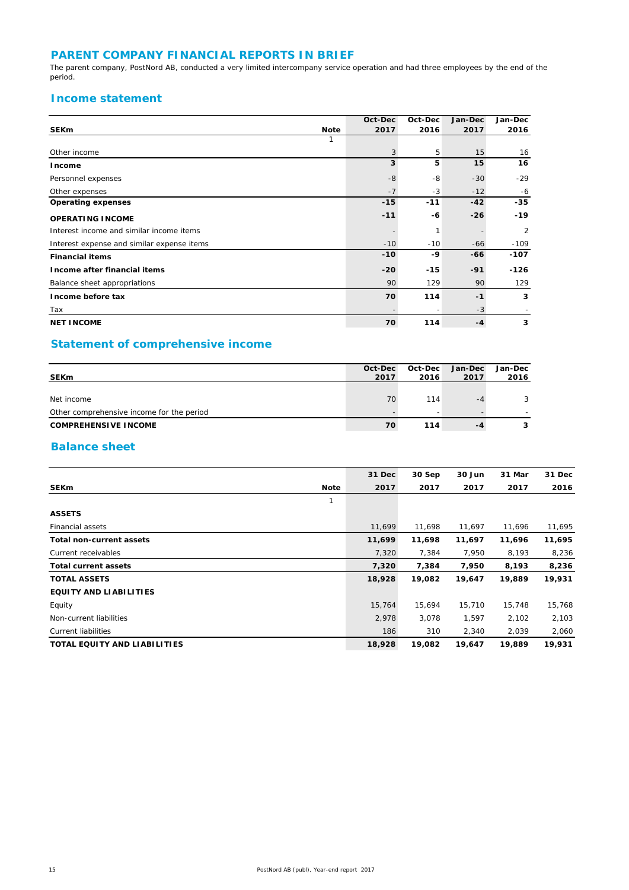## PARENT COMPANY FINANCIAL REPORTS IN BRIEF

The parent company, PostNord AB, conducted a very limited intercompany service operation and had three employees by the end of the period.

### Income statement

| SEKm | Note | Oct-Dec 2017 | Oct-Dec 2016 | Jan-Dec 2017 | Jan-Dec 2016 |
|---|---|---|---|---|---|
| | 1 | | | | |
| Other income | | 3 | 5 | 15 | 16 |
| **Income** | | **3** | **5** | **15** | **16** |
| Personnel expenses | | -8 | -8 | -30 | -29 |
| Other expenses | | -7 | -3 | -12 | -6 |
| **Operating expenses** | | **-15** | **-11** | **-42** | **-35** |
| **OPERATING INCOME** | | **-11** | **-6** | **-26** | **-19** |
| Interest income and similar income items | | - | 1 | - | 2 |
| Interest expense and similar expense items | | -10 | -10 | -66 | -109 |
| **Financial items** | | **-10** | **-9** | **-66** | **-107** |
| **Income after financial items** | | **-20** | **-15** | **-91** | **-126** |
| Balance sheet appropriations | | 90 | 129 | 90 | 129 |
| **Income before tax** | | **70** | **114** | **-1** | **3** |
| Tax | | - | - | -3 | - |
| **NET INCOME** | | **70** | **114** | **-4** | **3** |

### Statement of comprehensive income

| SEKm | Oct-Dec 2017 | Oct-Dec 2016 | Jan-Dec 2017 | Jan-Dec 2016 |
|---|---|---|---|---|
| Net income | 70 | 114 | -4 | 3 |
| Other comprehensive income for the period | - | - | - | - |
| **COMPREHENSIVE INCOME** | **70** | **114** | **-4** | **3** |

### Balance sheet

| SEKm | Note | 31 Dec 2017 | 30 Sep 2017 | 30 Jun 2017 | 31 Mar 2017 | 31 Dec 2016 |
|---|---|---|---|---|---|---|
| | 1 | | | | | |
| **ASSETS** | | | | | | |
| Financial assets | | 11,699 | 11,698 | 11,697 | 11,696 | 11,695 |
| **Total non-current assets** | | **11,699** | **11,698** | **11,697** | **11,696** | **11,695** |
| Current receivables | | 7,320 | 7,384 | 7,950 | 8,193 | 8,236 |
| **Total current assets** | | **7,320** | **7,384** | **7,950** | **8,193** | **8,236** |
| **TOTAL ASSETS** | | **18,928** | **19,082** | **19,647** | **19,889** | **19,931** |
| **EQUITY AND LIABILITIES** | | | | | | |
| Equity | | 15,764 | 15,694 | 15,710 | 15,748 | 15,768 |
| Non-current liabilities | | 2,978 | 3,078 | 1,597 | 2,102 | 2,103 |
| Current liabilities | | 186 | 310 | 2,340 | 2,039 | 2,060 |
| **TOTAL EQUITY AND LIABILITIES** | | **18,928** | **19,082** | **19,647** | **19,889** | **19,931** |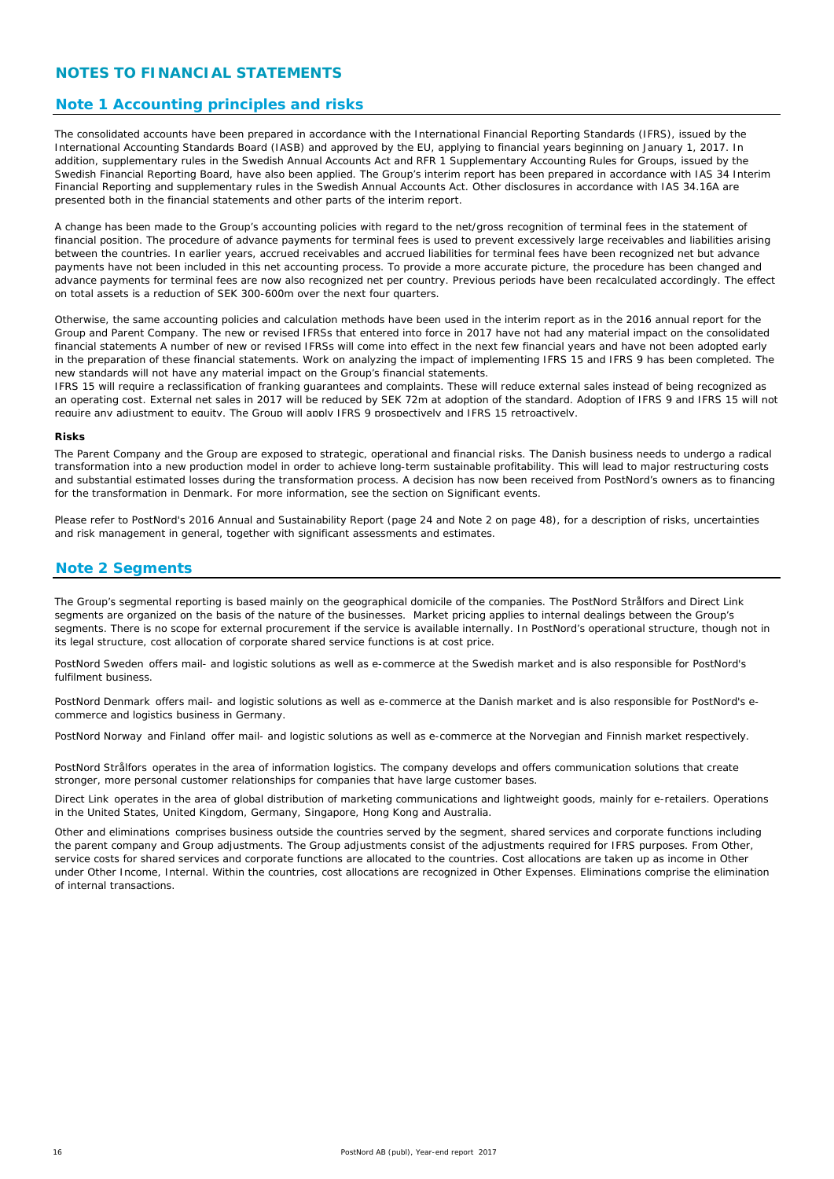# NOTES TO FINANCIAL STATEMENTS

## Note 1 Accounting principles and risks

The consolidated accounts have been prepared in accordance with the International Financial Reporting Standards (IFRS), issued by the International Accounting Standards Board (IASB) and approved by the EU, applying to financial years beginning on January 1, 2017. In addition, supplementary rules in the Swedish Annual Accounts Act and RFR 1 Supplementary Accounting Rules for Groups, issued by the Swedish Financial Reporting Board, have also been applied. The Group's interim report has been prepared in accordance with IAS 34 Interim Financial Reporting and supplementary rules in the Swedish Annual Accounts Act. Other disclosures in accordance with IAS 34.16A are presented both in the financial statements and other parts of the interim report.

A change has been made to the Group's accounting policies with regard to the net/gross recognition of terminal fees in the statement of financial position. The procedure of advance payments for terminal fees is used to prevent excessively large receivables and liabilities arising between the countries. In earlier years, accrued receivables and accrued liabilities for terminal fees have been recognized net but advance payments have not been included in this net accounting process. To provide a more accurate picture, the procedure has been changed and advance payments for terminal fees are now also recognized net per country. Previous periods have been recalculated accordingly. The effect on total assets is a reduction of SEK 300-600m over the next four quarters.

Otherwise, the same accounting policies and calculation methods have been used in the interim report as in the 2016 annual report for the Group and Parent Company. The new or revised IFRSs that entered into force in 2017 have not had any material impact on the consolidated financial statements A number of new or revised IFRSs will come into effect in the next few financial years and have not been adopted early in the preparation of these financial statements. Work on analyzing the impact of implementing IFRS 15 and IFRS 9 has been completed. The new standards will not have any material impact on the Group's financial statements.
IFRS 15 will require a reclassification of franking guarantees and complaints. These will reduce external sales instead of being recognized as an operating cost. External net sales in 2017 will be reduced by SEK 72m at adoption of the standard. Adoption of IFRS 9 and IFRS 15 will not require any adjustment to equity. The Group will apply IFRS 9 prospectively and IFRS 15 retroactively.

**Risks**

The Parent Company and the Group are exposed to strategic, operational and financial risks. The Danish business needs to undergo a radical transformation into a new production model in order to achieve long-term sustainable profitability. This will lead to major restructuring costs and substantial estimated losses during the transformation process. A decision has now been received from PostNord's owners as to financing for the transformation in Denmark. For more information, see the section on Significant events.

Please refer to PostNord's 2016 Annual and Sustainability Report (page 24 and Note 2 on page 48), for a description of risks, uncertainties and risk management in general, together with significant assessments and estimates.

## Note 2 Segments

The Group's segmental reporting is based mainly on the geographical domicile of the companies. The PostNord Strålfors and Direct Link segments are organized on the basis of the nature of the businesses. Market pricing applies to internal dealings between the Group's segments. There is no scope for external procurement if the service is available internally. In PostNord's operational structure, though not in its legal structure, cost allocation of corporate shared service functions is at cost price.

*PostNord Sweden* offers mail- and logistic solutions as well as e-commerce at the Swedish market and is also responsible for PostNord's fulfilment business.

*PostNord Denmark* offers mail- and logistic solutions as well as e-commerce at the Danish market and is also responsible for PostNord's e-commerce and logistics business in Germany.

*PostNord Norway* and *Finland* offer mail- and logistic solutions as well as e-commerce at the Norvegian and Finnish market respectively.

*PostNord Strålfors* operates in the area of information logistics. The company develops and offers communication solutions that create stronger, more personal customer relationships for companies that have large customer bases.

*Direct Link* operates in the area of global distribution of marketing communications and lightweight goods, mainly for e-retailers. Operations in the United States, United Kingdom, Germany, Singapore, Hong Kong and Australia.

*Other and eliminations* comprises business outside the countries served by the segment, shared services and corporate functions including the parent company and Group adjustments. The Group adjustments consist of the adjustments required for IFRS purposes. From Other, service costs for shared services and corporate functions are allocated to the countries. Cost allocations are taken up as income in Other under Other Income, Internal. Within the countries, cost allocations are recognized in Other Expenses. Eliminations comprise the elimination of internal transactions.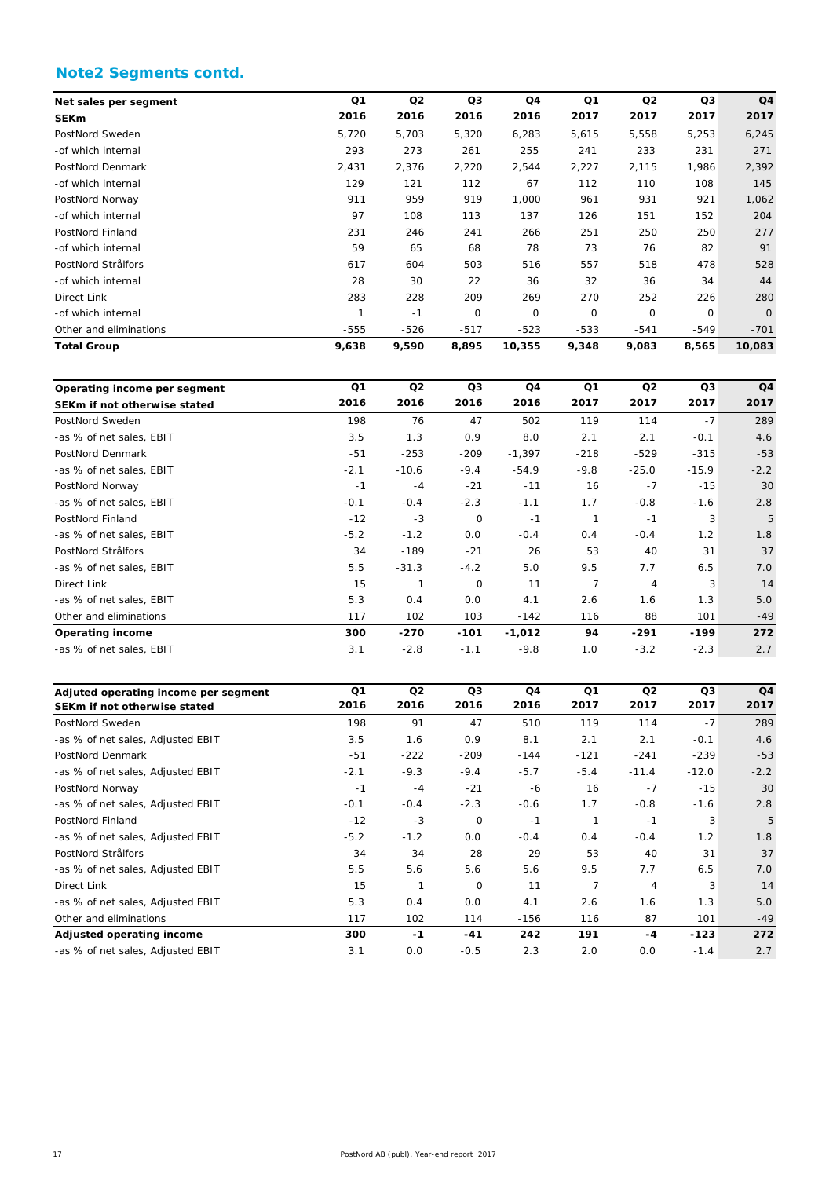## Note2 Segments contd.

| Net sales per segment<br>SEKm | Q1<br>2016 | Q2<br>2016 | Q3<br>2016 | Q4<br>2016 | Q1<br>2017 | Q2<br>2017 | Q3<br>2017 | Q4<br>2017 |
|---|---|---|---|---|---|---|---|---|
| PostNord Sweden | 5,720 | 5,703 | 5,320 | 6,283 | 5,615 | 5,558 | 5,253 | 6,245 |
| -of which internal | 293 | 273 | 261 | 255 | 241 | 233 | 231 | 271 |
| PostNord Denmark | 2,431 | 2,376 | 2,220 | 2,544 | 2,227 | 2,115 | 1,986 | 2,392 |
| -of which internal | 129 | 121 | 112 | 67 | 112 | 110 | 108 | 145 |
| PostNord Norway | 911 | 959 | 919 | 1,000 | 961 | 931 | 921 | 1,062 |
| -of which internal | 97 | 108 | 113 | 137 | 126 | 151 | 152 | 204 |
| PostNord Finland | 231 | 246 | 241 | 266 | 251 | 250 | 250 | 277 |
| -of which internal | 59 | 65 | 68 | 78 | 73 | 76 | 82 | 91 |
| PostNord Strålfors | 617 | 604 | 503 | 516 | 557 | 518 | 478 | 528 |
| -of which internal | 28 | 30 | 22 | 36 | 32 | 36 | 34 | 44 |
| Direct Link | 283 | 228 | 209 | 269 | 270 | 252 | 226 | 280 |
| -of which internal | 1 | -1 | 0 | 0 | 0 | 0 | 0 | 0 |
| Other and eliminations | -555 | -526 | -517 | -523 | -533 | -541 | -549 | -701 |
| **Total Group** | **9,638** | **9,590** | **8,895** | **10,355** | **9,348** | **9,083** | **8,565** | **10,083** |

| Operating income per segment<br>SEKm if not otherwise stated | Q1<br>2016 | Q2<br>2016 | Q3<br>2016 | Q4<br>2016 | Q1<br>2017 | Q2<br>2017 | Q3<br>2017 | Q4<br>2017 |
|---|---|---|---|---|---|---|---|---|
| PostNord Sweden | 198 | 76 | 47 | 502 | 119 | 114 | -7 | 289 |
| -as % of net sales, EBIT | 3.5 | 1.3 | 0.9 | 8.0 | 2.1 | 2.1 | -0.1 | 4.6 |
| PostNord Denmark | -51 | -253 | -209 | -1,397 | -218 | -529 | -315 | -53 |
| -as % of net sales, EBIT | -2.1 | -10.6 | -9.4 | -54.9 | -9.8 | -25.0 | -15.9 | -2.2 |
| PostNord Norway | -1 | -4 | -21 | -11 | 16 | -7 | -15 | 30 |
| -as % of net sales, EBIT | -0.1 | -0.4 | -2.3 | -1.1 | 1.7 | -0.8 | -1.6 | 2.8 |
| PostNord Finland | -12 | -3 | 0 | -1 | 1 | -1 | 3 | 5 |
| -as % of net sales, EBIT | -5.2 | -1.2 | 0.0 | -0.4 | 0.4 | -0.4 | 1.2 | 1.8 |
| PostNord Strålfors | 34 | -189 | -21 | 26 | 53 | 40 | 31 | 37 |
| -as % of net sales, EBIT | 5.5 | -31.3 | -4.2 | 5.0 | 9.5 | 7.7 | 6.5 | 7.0 |
| Direct Link | 15 | 1 | 0 | 11 | 7 | 4 | 3 | 14 |
| -as % of net sales, EBIT | 5.3 | 0.4 | 0.0 | 4.1 | 2.6 | 1.6 | 1.3 | 5.0 |
| Other and eliminations | 117 | 102 | 103 | -142 | 116 | 88 | 101 | -49 |
| **Operating income** | **300** | **-270** | **-101** | **-1,012** | **94** | **-291** | **-199** | **272** |
| -as % of net sales, EBIT | 3.1 | -2.8 | -1.1 | -9.8 | 1.0 | -3.2 | -2.3 | 2.7 |

| Adjuted operating income per segment<br>SEKm if not otherwise stated | Q1<br>2016 | Q2<br>2016 | Q3<br>2016 | Q4<br>2016 | Q1<br>2017 | Q2<br>2017 | Q3<br>2017 | Q4<br>2017 |
|---|---|---|---|---|---|---|---|---|
| PostNord Sweden | 198 | 91 | 47 | 510 | 119 | 114 | -7 | 289 |
| -as % of net sales, Adjusted EBIT | 3.5 | 1.6 | 0.9 | 8.1 | 2.1 | 2.1 | -0.1 | 4.6 |
| PostNord Denmark | -51 | -222 | -209 | -144 | -121 | -241 | -239 | -53 |
| -as % of net sales, Adjusted EBIT | -2.1 | -9.3 | -9.4 | -5.7 | -5.4 | -11.4 | -12.0 | -2.2 |
| PostNord Norway | -1 | -4 | -21 | -6 | 16 | -7 | -15 | 30 |
| -as % of net sales, Adjusted EBIT | -0.1 | -0.4 | -2.3 | -0.6 | 1.7 | -0.8 | -1.6 | 2.8 |
| PostNord Finland | -12 | -3 | 0 | -1 | 1 | -1 | 3 | 5 |
| -as % of net sales, Adjusted EBIT | -5.2 | -1.2 | 0.0 | -0.4 | 0.4 | -0.4 | 1.2 | 1.8 |
| PostNord Strålfors | 34 | 34 | 28 | 29 | 53 | 40 | 31 | 37 |
| -as % of net sales, Adjusted EBIT | 5.5 | 5.6 | 5.6 | 5.6 | 9.5 | 7.7 | 6.5 | 7.0 |
| Direct Link | 15 | 1 | 0 | 11 | 7 | 4 | 3 | 14 |
| -as % of net sales, Adjusted EBIT | 5.3 | 0.4 | 0.0 | 4.1 | 2.6 | 1.6 | 1.3 | 5.0 |
| Other and eliminations | 117 | 102 | 114 | -156 | 116 | 87 | 101 | -49 |
| **Adjusted operating income** | **300** | **-1** | **-41** | **242** | **191** | **-4** | **-123** | **272** |
| -as % of net sales, Adjusted EBIT | 3.1 | 0.0 | -0.5 | 2.3 | 2.0 | 0.0 | -1.4 | 2.7 |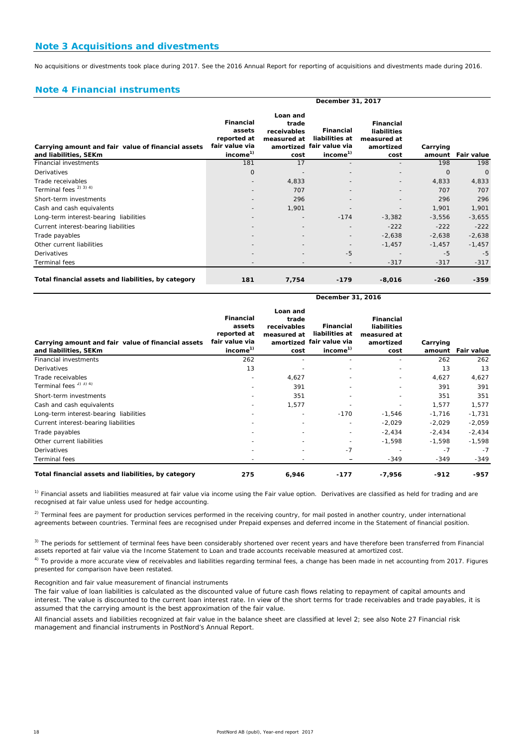## Note 3 Acquisitions and divestments

No acquisitions or divestments took place during 2017. See the 2016 Annual Report for reporting of acquisitions and divestments made during 2016.

## Note 4 Financial instruments

| Carrying amount and fair value of financial assets and liabilities, SEKm | December 31, 2017 | | | | | |
|---|---|---|---|---|---|---|
| | Financial assets reported at fair value via income[1] | Loan and trade receivables measured at amortized cost | Financial liabilities at fair value via income[1] | Financial liabilities measured at amortized cost | Carrying amount | Fair value |
| Financial investments | 181 | 17 | - | - | 198 | 198 |
| Derivatives | 0 | - | - | - | 0 | 0 |
| Trade receivables | - | 4,833 | - | - | 4,833 | 4,833 |
| Terminal fees [2) 3) 4)] | - | 707 | - | - | 707 | 707 |
| Short-term investments | - | 296 | - | - | 296 | 296 |
| Cash and cash equivalents | - | 1,901 | - | - | 1,901 | 1,901 |
| Long-term interest-bearing liabilities | - | - | -174 | -3,382 | -3,556 | -3,655 |
| Current interest-bearing liabilities | - | - | - | -222 | -222 | -222 |
| Trade payables | - | - | - | -2,638 | -2,638 | -2,638 |
| Other current liabilities | - | - | - | -1,457 | -1,457 | -1,457 |
| Derivatives | - | - | -5 | - | -5 | -5 |
| Terminal fees | - | - | - | -317 | -317 | -317 |
| **Total financial assets and liabilities, by category** | **181** | **7,754** | **-179** | **-8,016** | **-260** | **-359** |

| Carrying amount and fair value of financial assets and liabilities, SEKm | December 31, 2016 | | | | | |
|---|---|---|---|---|---|---|
| | Financial assets reported at fair value via income[1] | Loan and trade receivables measured at amortized cost | Financial liabilities at fair value via income[1] | Financial liabilities measured at amortized cost | Carrying amount | Fair value |
| Financial investments | 262 | - | - | - | 262 | 262 |
| Derivatives | 13 | - | - | - | 13 | 13 |
| Trade receivables | - | 4,627 | - | - | 4,627 | 4,627 |
| Terminal fees [2) 3) 4)] | - | 391 | - | - | 391 | 391 |
| Short-term investments | - | 351 | - | - | 351 | 351 |
| Cash and cash equivalents | - | 1,577 | - | - | 1,577 | 1,577 |
| Long-term interest-bearing liabilities | - | - | -170 | -1,546 | -1,716 | -1,731 |
| Current interest-bearing liabilities | - | - | - | -2,029 | -2,029 | -2,059 |
| Trade payables | - | - | - | -2,434 | -2,434 | -2,434 |
| Other current liabilities | - | - | - | -1,598 | -1,598 | -1,598 |
| Derivatives | - | - | -7 | - | -7 | -7 |
| Terminal fees | - | - | – | -349 | -349 | -349 |
| **Total financial assets and liabilities, by category** | **275** | **6,946** | **-177** | **-7,956** | **-912** | **-957** |

[1)] Financial assets and liabilities measured at fair value via income using the Fair value option. Derivatives are classified as held for trading and are recognised at fair value unless used for hedge accounting.

[2)] Terminal fees are payment for production services performed in the receiving country, for mail posted in another country, under international agreements between countries. Terminal fees are recognised under Prepaid expenses and deferred income in the Statement of financial position.

[3)] The periods for settlement of terminal fees have been considerably shortened over recent years and have therefore been transferred from Financial assets reported at fair value via the Income Statement to Loan and trade accounts receivable measured at amortized cost.

[4)] To provide a more accurate view of receivables and liabilities regarding terminal fees, a change has been made in net accounting from 2017. Figures presented for comparison have been restated.

Recognition and fair value measurement of financial instruments

The fair value of loan liabilities is calculated as the discounted value of future cash flows relating to repayment of capital amounts and interest. The value is discounted to the current loan interest rate. In view of the short terms for trade receivables and trade payables, it is assumed that the carrying amount is the best approximation of the fair value.

All financial assets and liabilities recognized at fair value in the balance sheet are classified at level 2; see also Note 27 Financial risk management and financial instruments in PostNord's Annual Report.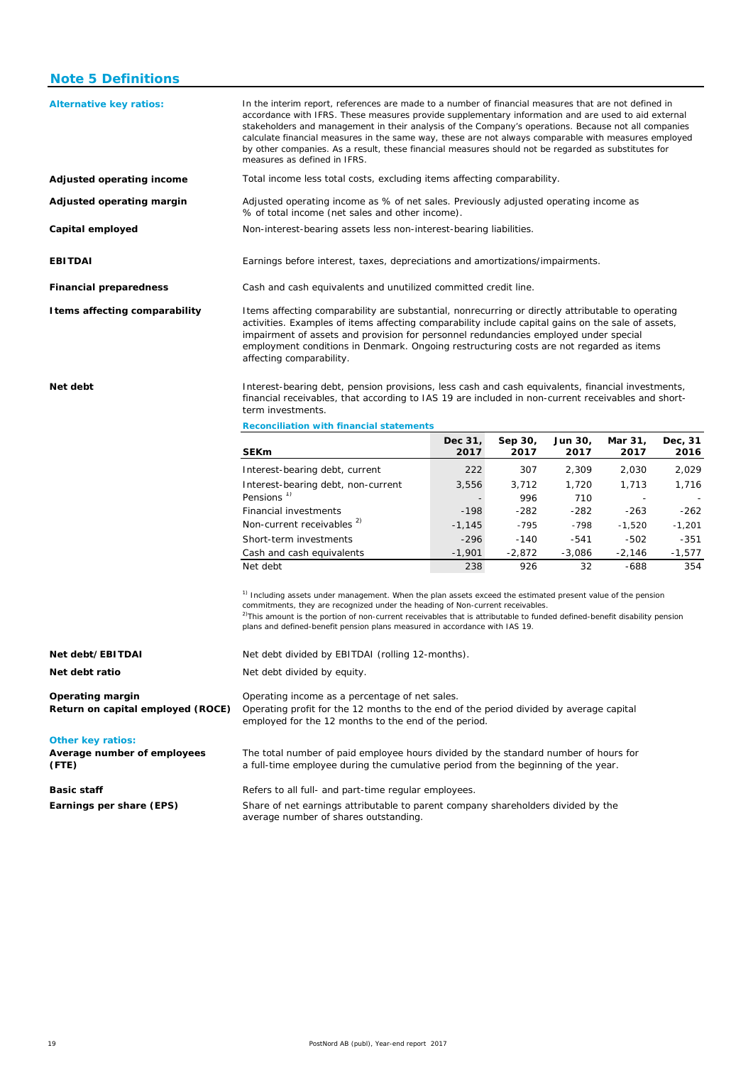## Note 5 Definitions

**Alternative key ratios:**

In the interim report, references are made to a number of financial measures that are not defined in accordance with IFRS. These measures provide supplementary information and are used to aid external stakeholders and management in their analysis of the Company's operations. Because not all companies calculate financial measures in the same way, these are not always comparable with measures employed by other companies. As a result, these financial measures should not be regarded as substitutes for measures as defined in IFRS.

**Adjusted operating income**

Total income less total costs, excluding items affecting comparability.

**Adjusted operating margin**

Adjusted operating income as % of net sales. Previously adjusted operating income as % of total income (net sales and other income).

**Capital employed**

Non-interest-bearing assets less non-interest-bearing liabilities.

**EBITDAI**

Earnings before interest, taxes, depreciations and amortizations/impairments.

**Financial preparedness**

Cash and cash equivalents and unutilized committed credit line.

**Items affecting comparability**

Items affecting comparability are substantial, nonrecurring or directly attributable to operating activities. Examples of items affecting comparability include capital gains on the sale of assets, impairment of assets and provision for personnel redundancies employed under special employment conditions in Denmark. Ongoing restructuring costs are not regarded as items affecting comparability.

**Net debt**

Interest-bearing debt, pension provisions, less cash and cash equivalents, financial investments, financial receivables, that according to IAS 19 are included in non-current receivables and short-term investments.

**Reconciliation with financial statements**

| SEKm | Dec 31, 2017 | Sep 30, 2017 | Jun 30, 2017 | Mar 31, 2017 | Dec, 31 2016 |
|---|---|---|---|---|---|
| Interest-bearing debt, current | 222 | 307 | 2,309 | 2,030 | 2,029 |
| Interest-bearing debt, non-current | 3,556 | 3,712 | 1,720 | 1,713 | 1,716 |
| Pensions [1] | - | 996 | 710 | - | - |
| Financial investments | -198 | -282 | -282 | -263 | -262 |
| Non-current receivables [2] | -1,145 | -795 | -798 | -1,520 | -1,201 |
| Short-term investments | -296 | -140 | -541 | -502 | -351 |
| Cash and cash equivalents | -1,901 | -2,872 | -3,086 | -2,146 | -1,577 |
| Net debt | 238 | 926 | 32 | -688 | 354 |

[1] Including assets under management. When the plan assets exceed the estimated present value of the pension commitments, they are recognized under the heading of Non-current receivables.
[2] This amount is the portion of non-current receivables that is attributable to funded defined-benefit disability pension plans and defined-benefit pension plans measured in accordance with IAS 19.

**Net debt/EBITDAI**

Net debt divided by EBITDAI (rolling 12-months).

**Net debt ratio**

Net debt divided by equity.

**Operating margin**

Operating income as a percentage of net sales.

**Return on capital employed (ROCE)**

Operating profit for the 12 months to the end of the period divided by average capital employed for the 12 months to the end of the period.

**Other key ratios:**

**Average number of employees (FTE)**

The total number of paid employee hours divided by the standard number of hours for a full-time employee during the cumulative period from the beginning of the year.

**Basic staff**

Refers to all full- and part-time regular employees.

**Earnings per share (EPS)**

Share of net earnings attributable to parent company shareholders divided by the average number of shares outstanding.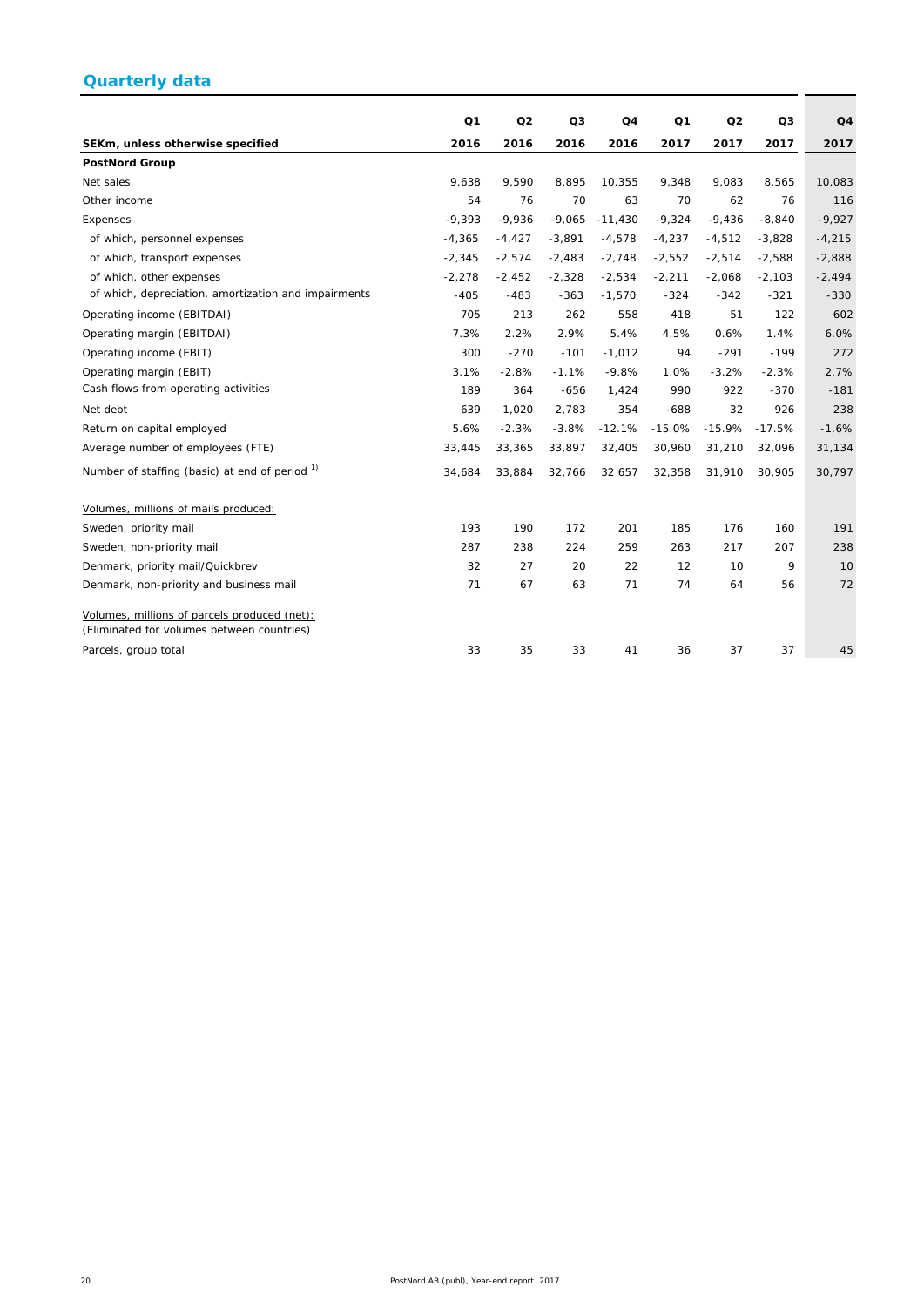## Quarterly data

| SEKm, unless otherwise specified | Q1 2016 | Q2 2016 | Q3 2016 | Q4 2016 | Q1 2017 | Q2 2017 | Q3 2017 | Q4 2017 |
|---|---|---|---|---|---|---|---|---|
| **PostNord Group** | | | | | | | | |
| Net sales | 9,638 | 9,590 | 8,895 | 10,355 | 9,348 | 9,083 | 8,565 | 10,083 |
| Other income | 54 | 76 | 70 | 63 | 70 | 62 | 76 | 116 |
| Expenses | -9,393 | -9,936 | -9,065 | -11,430 | -9,324 | -9,436 | -8,840 | -9,927 |
| of which, personnel expenses | -4,365 | -4,427 | -3,891 | -4,578 | -4,237 | -4,512 | -3,828 | -4,215 |
| of which, transport expenses | -2,345 | -2,574 | -2,483 | -2,748 | -2,552 | -2,514 | -2,588 | -2,888 |
| of which, other expenses | -2,278 | -2,452 | -2,328 | -2,534 | -2,211 | -2,068 | -2,103 | -2,494 |
| of which, depreciation, amortization and impairments | -405 | -483 | -363 | -1,570 | -324 | -342 | -321 | -330 |
| Operating income (EBITDAI) | 705 | 213 | 262 | 558 | 418 | 51 | 122 | 602 |
| Operating margin (EBITDAI) | 7.3% | 2.2% | 2.9% | 5.4% | 4.5% | 0.6% | 1.4% | 6.0% |
| Operating income (EBIT) | 300 | -270 | -101 | -1,012 | 94 | -291 | -199 | 272 |
| Operating margin (EBIT) | 3.1% | -2.8% | -1.1% | -9.8% | 1.0% | -3.2% | -2.3% | 2.7% |
| Cash flows from operating activities | 189 | 364 | -656 | 1,424 | 990 | 922 | -370 | -181 |
| Net debt | 639 | 1,020 | 2,783 | 354 | -688 | 32 | 926 | 238 |
| Return on capital employed | 5.6% | -2.3% | -3.8% | -12.1% | -15.0% | -15.9% | -17.5% | -1.6% |
| Average number of employees (FTE) | 33,445 | 33,365 | 33,897 | 32,405 | 30,960 | 31,210 | 32,096 | 31,134 |
| Number of staffing (basic) at end of period [1)] | 34,684 | 33,884 | 32,766 | 32 657 | 32,358 | 31,910 | 30,905 | 30,797 |
| Volumes, millions of mails produced: | | | | | | | | |
| Sweden, priority mail | 193 | 190 | 172 | 201 | 185 | 176 | 160 | 191 |
| Sweden, non-priority mail | 287 | 238 | 224 | 259 | 263 | 217 | 207 | 238 |
| Denmark, priority mail/Quickbrev | 32 | 27 | 20 | 22 | 12 | 10 | 9 | 10 |
| Denmark, non-priority and business mail | 71 | 67 | 63 | 71 | 74 | 64 | 56 | 72 |
| Volumes, millions of parcels produced (net): (Eliminated for volumes between countries) | | | | | | | | |
| Parcels, group total | 33 | 35 | 33 | 41 | 36 | 37 | 37 | 45 |